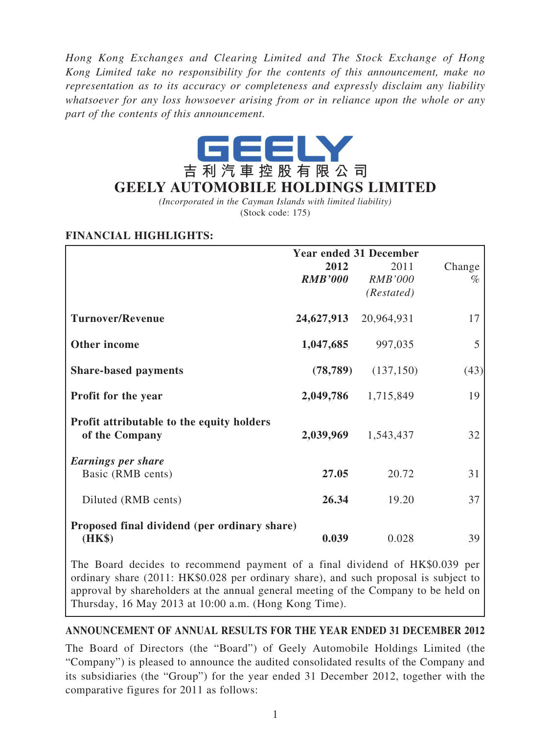*Hong Kong Exchanges and Clearing Limited and The Stock Exchange of Hong Kong Limited take no responsibility for the contents of this announcement, make no representation as to its accuracy or completeness and expressly disclaim any liability whatsoever for any loss howsoever arising from or in reliance upon the whole or any part of the contents of this announcement.*

GEELY

吉利汽車控股有限公司

# GEELY AUTOMOBILE HOLDINGS LIMITED

*(Incorporated in the Cayman Islands with limited liability)*

(Stock code: 175)

## FINANCIAL HIGHLIGHTS:

| | Year ended 31 December | | |
|---|---|---|---|
| | **2012** | 2011 | Change |
| | ***RMB'000*** | *RMB'000* | % |
| | | *(Restated)* | |
| **Turnover/Revenue** | **24,627,913** | 20,964,931 | 17 |
| **Other income** | **1,047,685** | 997,035 | 5 |
| **Share-based payments** | **(78,789)** | (137,150) | (43) |
| **Profit for the year** | **2,049,786** | 1,715,849 | 19 |
| **Profit attributable to the equity holders of the Company** | **2,039,969** | 1,543,437 | 32 |
| ***Earnings per share*** | | | |
| Basic (RMB cents) | **27.05** | 20.72 | 31 |
| Diluted (RMB cents) | **26.34** | 19.20 | 37 |
| **Proposed final dividend (per ordinary share) (HK$)** | **0.039** | 0.028 | 39 |

The Board decides to recommend payment of a final dividend of HK$0.039 per ordinary share (2011: HK$0.028 per ordinary share), and such proposal is subject to approval by shareholders at the annual general meeting of the Company to be held on Thursday, 16 May 2013 at 10:00 a.m. (Hong Kong Time).

## ANNOUNCEMENT OF ANNUAL RESULTS FOR THE YEAR ENDED 31 DECEMBER 2012

The Board of Directors (the "Board") of Geely Automobile Holdings Limited (the "Company") is pleased to announce the audited consolidated results of the Company and its subsidiaries (the "Group") for the year ended 31 December 2012, together with the comparative figures for 2011 as follows: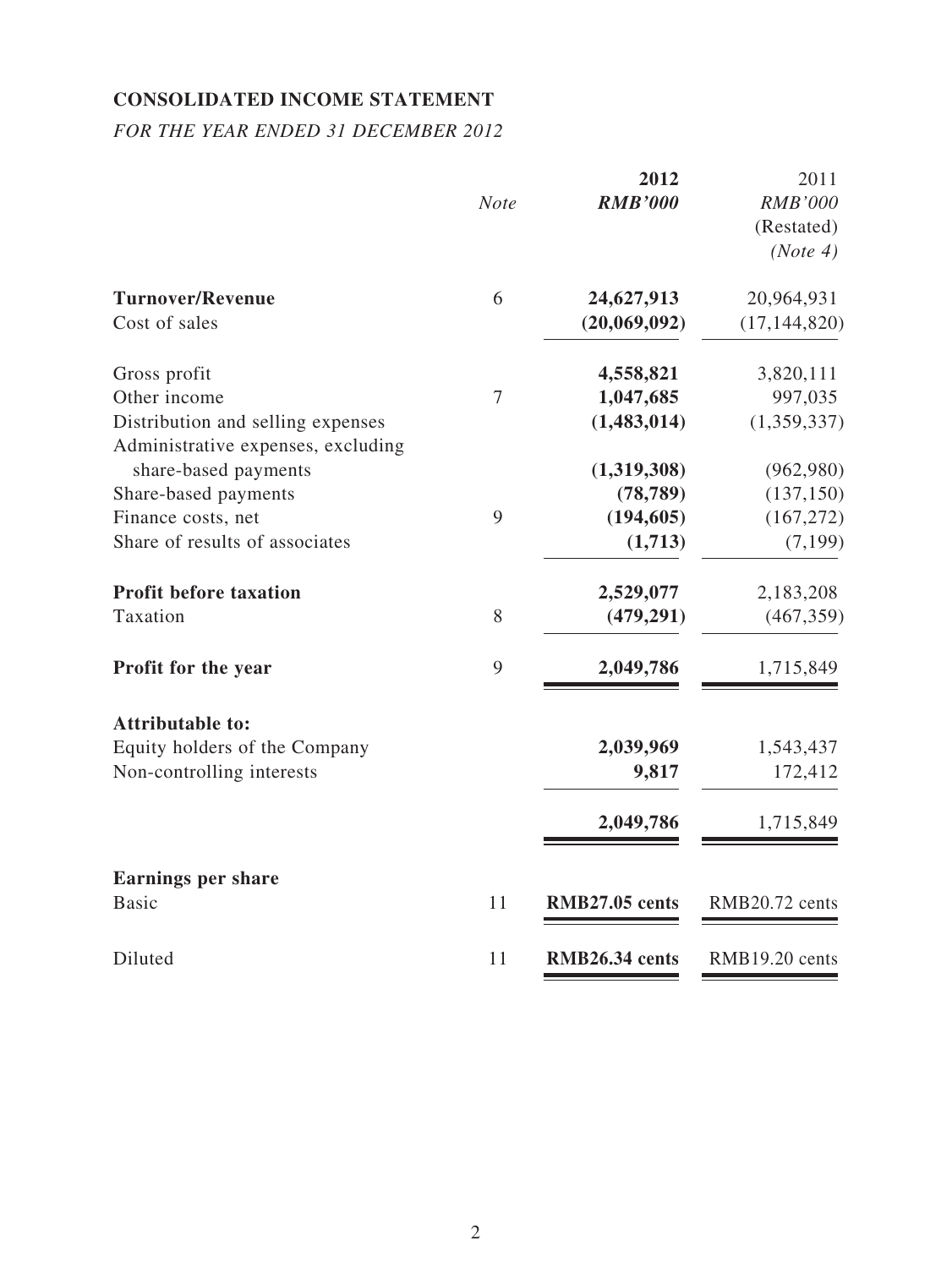**CONSOLIDATED INCOME STATEMENT**

*FOR THE YEAR ENDED 31 DECEMBER 2012*

| | *Note* | **2012** *RMB'000* | 2011 *RMB'000* (Restated) *(Note 4)* |
|---|---|---|---|
| **Turnover/Revenue** | 6 | **24,627,913** | 20,964,931 |
| Cost of sales | | **(20,069,092)** | (17,144,820) |
| Gross profit | | **4,558,821** | 3,820,111 |
| Other income | 7 | **1,047,685** | 997,035 |
| Distribution and selling expenses | | **(1,483,014)** | (1,359,337) |
| Administrative expenses, excluding share-based payments | | **(1,319,308)** | (962,980) |
| Share-based payments | | **(78,789)** | (137,150) |
| Finance costs, net | 9 | **(194,605)** | (167,272) |
| Share of results of associates | | **(1,713)** | (7,199) |
| **Profit before taxation** | | **2,529,077** | 2,183,208 |
| Taxation | 8 | **(479,291)** | (467,359) |
| **Profit for the year** | 9 | **2,049,786** | 1,715,849 |
| **Attributable to:** | | | |
| Equity holders of the Company | | **2,039,969** | 1,543,437 |
| Non-controlling interests | | **9,817** | 172,412 |
| | | **2,049,786** | 1,715,849 |
| **Earnings per share** | | | |
| Basic | 11 | **RMB27.05 cents** | RMB20.72 cents |
| Diluted | 11 | **RMB26.34 cents** | RMB19.20 cents |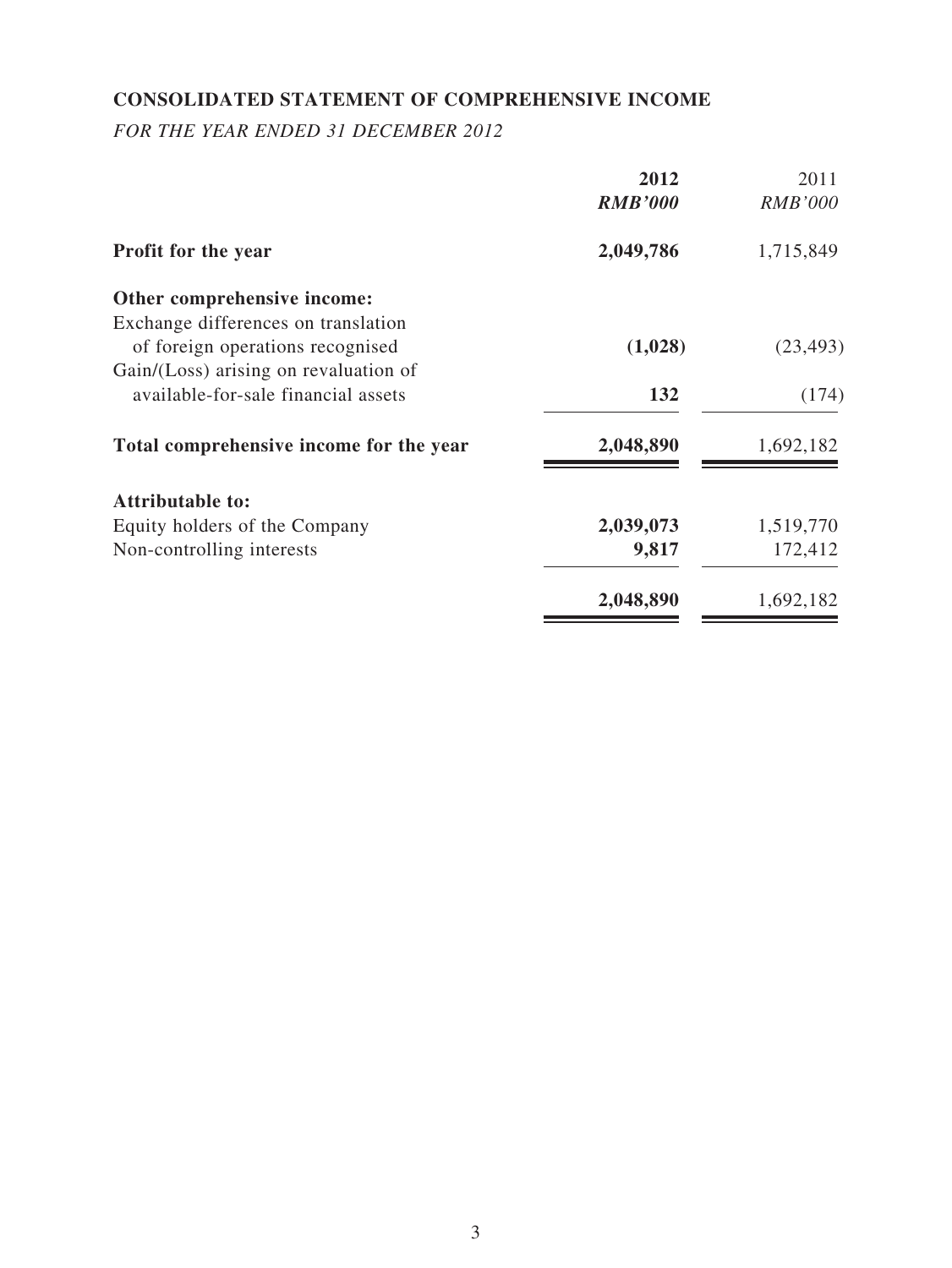## CONSOLIDATED STATEMENT OF COMPREHENSIVE INCOME

*FOR THE YEAR ENDED 31 DECEMBER 2012*

| | **2012** | 2011 |
|---|---|---|
| | ***RMB'000*** | *RMB'000* |
| **Profit for the year** | **2,049,786** | 1,715,849 |
| **Other comprehensive income:** | | |
| Exchange differences on translation of foreign operations recognised | **(1,028)** | (23,493) |
| Gain/(Loss) arising on revaluation of available-for-sale financial assets | **132** | (174) |
| **Total comprehensive income for the year** | **2,048,890** | 1,692,182 |
| **Attributable to:** | | |
| Equity holders of the Company | **2,039,073** | 1,519,770 |
| Non-controlling interests | **9,817** | 172,412 |
| | **2,048,890** | 1,692,182 |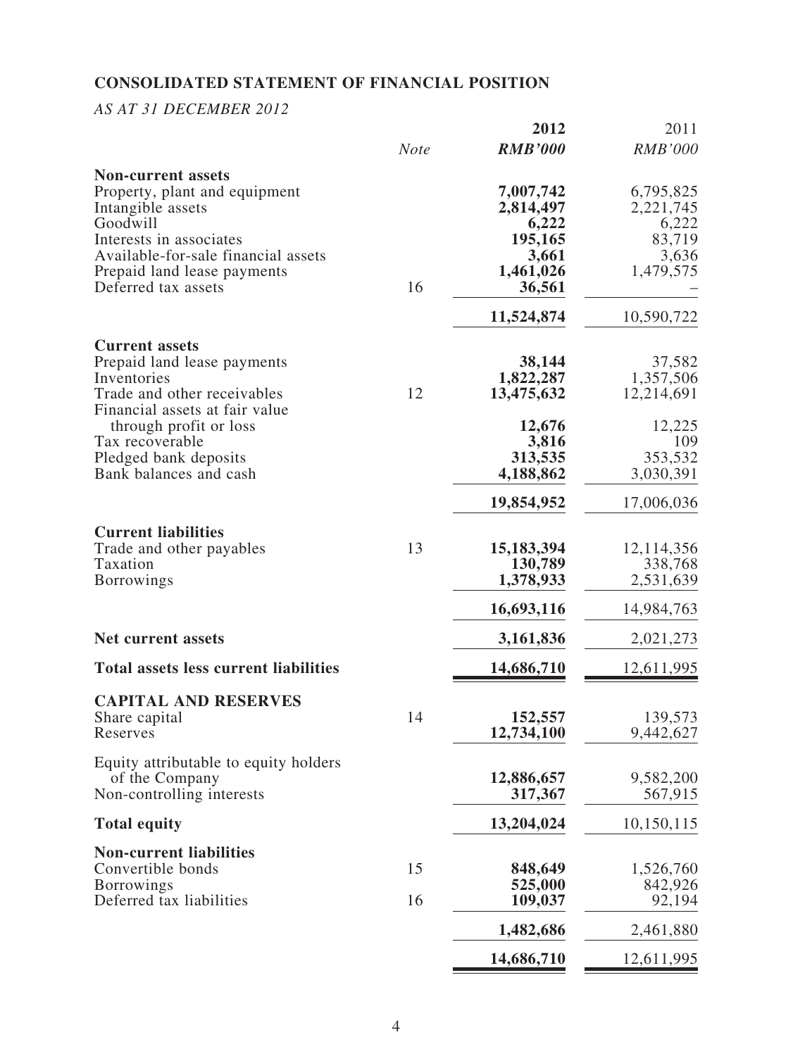## CONSOLIDATED STATEMENT OF FINANCIAL POSITION

*AS AT 31 DECEMBER 2012*

| | Note | 2012 | 2011 |
|---|---|---|---|
| | | *RMB'000* | *RMB'000* |
| **Non-current assets** | | | |
| Property, plant and equipment | | **7,007,742** | 6,795,825 |
| Intangible assets | | **2,814,497** | 2,221,745 |
| Goodwill | | **6,222** | 6,222 |
| Interests in associates | | **195,165** | 83,719 |
| Available-for-sale financial assets | | **3,661** | 3,636 |
| Prepaid land lease payments | | **1,461,026** | 1,479,575 |
| Deferred tax assets | 16 | **36,561** | – |
| | | **11,524,874** | 10,590,722 |
| **Current assets** | | | |
| Prepaid land lease payments | | **38,144** | 37,582 |
| Inventories | | **1,822,287** | 1,357,506 |
| Trade and other receivables | 12 | **13,475,632** | 12,214,691 |
| Financial assets at fair value through profit or loss | | **12,676** | 12,225 |
| Tax recoverable | | **3,816** | 109 |
| Pledged bank deposits | | **313,535** | 353,532 |
| Bank balances and cash | | **4,188,862** | 3,030,391 |
| | | **19,854,952** | 17,006,036 |
| **Current liabilities** | | | |
| Trade and other payables | 13 | **15,183,394** | 12,114,356 |
| Taxation | | **130,789** | 338,768 |
| Borrowings | | **1,378,933** | 2,531,639 |
| | | **16,693,116** | 14,984,763 |
| **Net current assets** | | **3,161,836** | 2,021,273 |
| **Total assets less current liabilities** | | **14,686,710** | 12,611,995 |
| **CAPITAL AND RESERVES** | | | |
| Share capital | 14 | **152,557** | 139,573 |
| Reserves | | **12,734,100** | 9,442,627 |
| Equity attributable to equity holders of the Company | | **12,886,657** | 9,582,200 |
| Non-controlling interests | | **317,367** | 567,915 |
| **Total equity** | | **13,204,024** | 10,150,115 |
| **Non-current liabilities** | | | |
| Convertible bonds | 15 | **848,649** | 1,526,760 |
| Borrowings | | **525,000** | 842,926 |
| Deferred tax liabilities | 16 | **109,037** | 92,194 |
| | | **1,482,686** | 2,461,880 |
| | | **14,686,710** | 12,611,995 |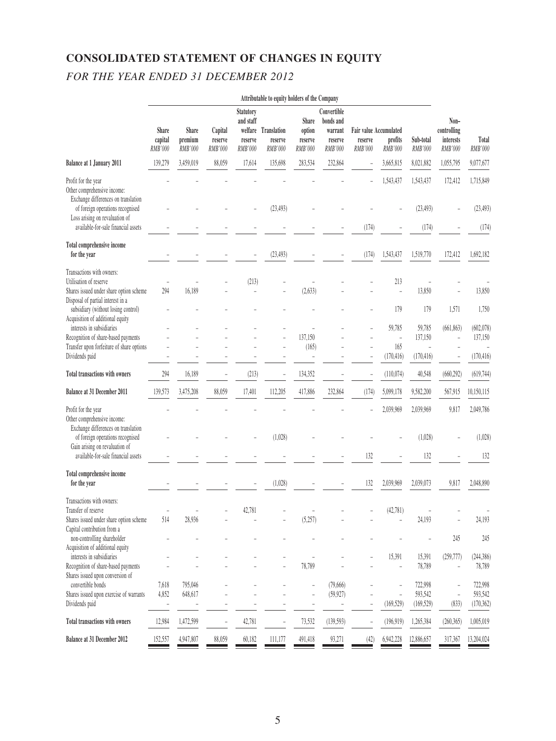# CONSOLIDATED STATEMENT OF CHANGES IN EQUITY

*FOR THE YEAR ENDED 31 DECEMBER 2012*

| | Attributable to equity holders of the Company | | | | | | | | | | | |
|---|---|---|---|---|---|---|---|---|---|---|---|---|
| | Share capital RMB'000 | Share premium RMB'000 | Capital reserve RMB'000 | Statutory and staff welfare reserve RMB'000 | Translation reserve RMB'000 | Share option reserve RMB'000 | Convertible bonds and warrant reserve RMB'000 | Fair value reserve RMB'000 | Accumulated profits RMB'000 | Sub-total RMB'000 | Non-controlling interests RMB'000 | Total RMB'000 |
| **Balance at 1 January 2011** | 139,279 | 3,459,019 | 88,059 | 17,614 | 135,698 | 283,534 | 232,864 | – | 3,665,815 | 8,021,882 | 1,055,795 | 9,077,677 |
| Profit for the year | – | – | – | – | – | – | – | – | 1,543,437 | 1,543,437 | 172,412 | 1,715,849 |
| Other comprehensive income: | | | | | | | | | | | | |
| Exchange differences on translation of foreign operations recognised | – | – | – | – | (23,493) | – | – | – | – | (23,493) | – | (23,493) |
| Loss arising on revaluation of available-for-sale financial assets | – | – | – | – | – | – | – | (174) | – | (174) | – | (174) |
| **Total comprehensive income for the year** | – | – | – | – | (23,493) | – | – | (174) | 1,543,437 | 1,519,770 | 172,412 | 1,692,182 |
| Transactions with owners: | | | | | | | | | | | | |
| Utilisation of reserve | – | – | – | (213) | – | – | – | – | 213 | – | – | – |
| Shares issued under share option scheme | 294 | 16,189 | – | – | – | (2,633) | – | – | – | 13,850 | – | 13,850 |
| Disposal of partial interest in a subsidiary (without losing control) | – | – | – | – | – | – | – | – | 179 | 179 | 1,571 | 1,750 |
| Acquisition of additional equity interests in subsidiaries | – | – | – | – | – | – | – | – | 59,785 | 59,785 | (661,863) | (602,078) |
| Recognition of share-based payments | – | – | – | – | – | 137,150 | – | – | – | 137,150 | – | 137,150 |
| Transfer upon forfeiture of share options | – | – | – | – | – | (165) | – | – | 165 | – | – | – |
| Dividends paid | – | – | – | – | – | – | – | – | (170,416) | (170,416) | – | (170,416) |
| **Total transactions with owners** | 294 | 16,189 | – | (213) | – | 134,352 | – | – | (110,074) | 40,548 | (660,292) | (619,744) |
| **Balance at 31 December 2011** | 139,573 | 3,475,208 | 88,059 | 17,401 | 112,205 | 417,886 | 232,864 | (174) | 5,099,178 | 9,582,200 | 567,915 | 10,150,115 |
| Profit for the year | – | – | – | – | – | – | – | – | 2,039,969 | 2,039,969 | 9,817 | 2,049,786 |
| Other comprehensive income: | | | | | | | | | | | | |
| Exchange differences on translation of foreign operations recognised | – | – | – | – | (1,028) | – | – | – | – | (1,028) | – | (1,028) |
| Gain arising on revaluation of available-for-sale financial assets | – | – | – | – | – | – | – | 132 | – | 132 | – | 132 |
| **Total comprehensive income for the year** | – | – | – | – | (1,028) | – | – | 132 | 2,039,969 | 2,039,073 | 9,817 | 2,048,890 |
| Transactions with owners: | | | | | | | | | | | | |
| Transfer of reserve | – | – | – | 42,781 | – | – | – | – | (42,781) | – | – | – |
| Shares issued under share option scheme | 514 | 28,936 | – | – | – | (5,257) | – | – | – | 24,193 | – | 24,193 |
| Capital contribution from a non-controlling shareholder | – | – | – | – | – | – | – | – | – | – | 245 | 245 |
| Acquisition of additional equity interests in subsidiaries | – | – | – | – | – | – | – | – | 15,391 | 15,391 | (259,777) | (244,386) |
| Recognition of share-based payments | – | – | – | – | – | 78,789 | – | – | – | 78,789 | – | 78,789 |
| Shares issued upon conversion of convertible bonds | 7,618 | 795,046 | – | – | – | – | (79,666) | – | – | 722,998 | – | 722,998 |
| Shares issued upon exercise of warrants | 4,852 | 648,617 | – | – | – | – | (59,927) | – | – | 593,542 | – | 593,542 |
| Dividends paid | – | – | – | – | – | – | – | – | (169,529) | (169,529) | (833) | (170,362) |
| **Total transactions with owners** | 12,984 | 1,472,599 | – | 42,781 | – | 73,532 | (139,593) | – | (196,919) | 1,265,384 | (260,365) | 1,005,019 |
| **Balance at 31 December 2012** | 152,557 | 4,947,807 | 88,059 | 60,182 | 111,177 | 491,418 | 93,271 | (42) | 6,942,228 | 12,886,657 | 317,367 | 13,204,024 |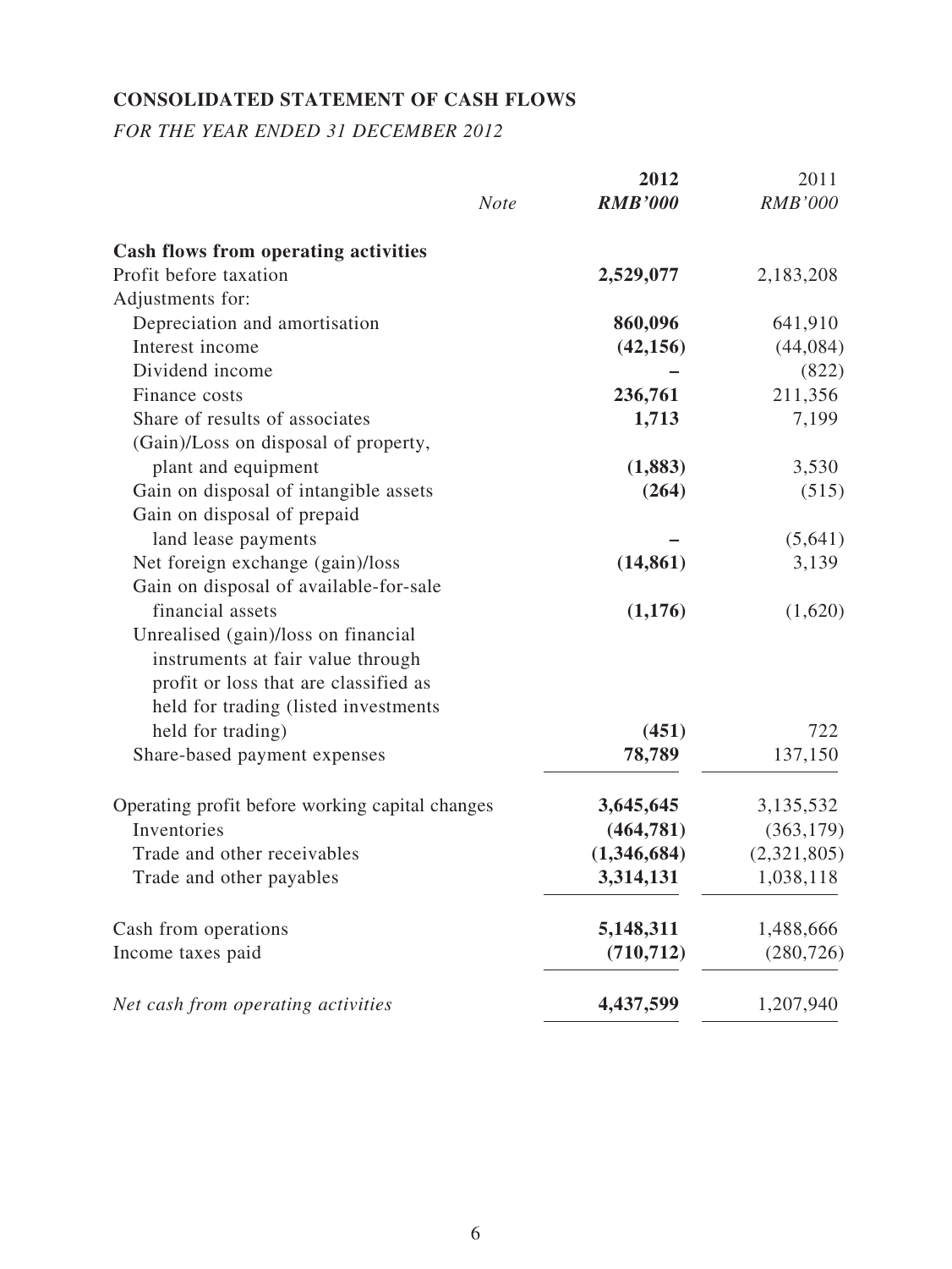**CONSOLIDATED STATEMENT OF CASH FLOWS**

*FOR THE YEAR ENDED 31 DECEMBER 2012*

| | *Note* | **2012** *RMB'000* | 2011 *RMB'000* |
|---|---|---|---|
| **Cash flows from operating activities** | | | |
| Profit before taxation | | **2,529,077** | 2,183,208 |
| Adjustments for: | | | |
| Depreciation and amortisation | | **860,096** | 641,910 |
| Interest income | | **(42,156)** | (44,084) |
| Dividend income | | **–** | (822) |
| Finance costs | | **236,761** | 211,356 |
| Share of results of associates | | **1,713** | 7,199 |
| (Gain)/Loss on disposal of property, plant and equipment | | **(1,883)** | 3,530 |
| Gain on disposal of intangible assets | | **(264)** | (515) |
| Gain on disposal of prepaid land lease payments | | **–** | (5,641) |
| Net foreign exchange (gain)/loss | | **(14,861)** | 3,139 |
| Gain on disposal of available-for-sale financial assets | | **(1,176)** | (1,620) |
| Unrealised (gain)/loss on financial instruments at fair value through profit or loss that are classified as held for trading (listed investments held for trading) | | **(451)** | 722 |
| Share-based payment expenses | | **78,789** | 137,150 |
| Operating profit before working capital changes | | **3,645,645** | 3,135,532 |
| Inventories | | **(464,781)** | (363,179) |
| Trade and other receivables | | **(1,346,684)** | (2,321,805) |
| Trade and other payables | | **3,314,131** | 1,038,118 |
| Cash from operations | | **5,148,311** | 1,488,666 |
| Income taxes paid | | **(710,712)** | (280,726) |
| *Net cash from operating activities* | | **4,437,599** | 1,207,940 |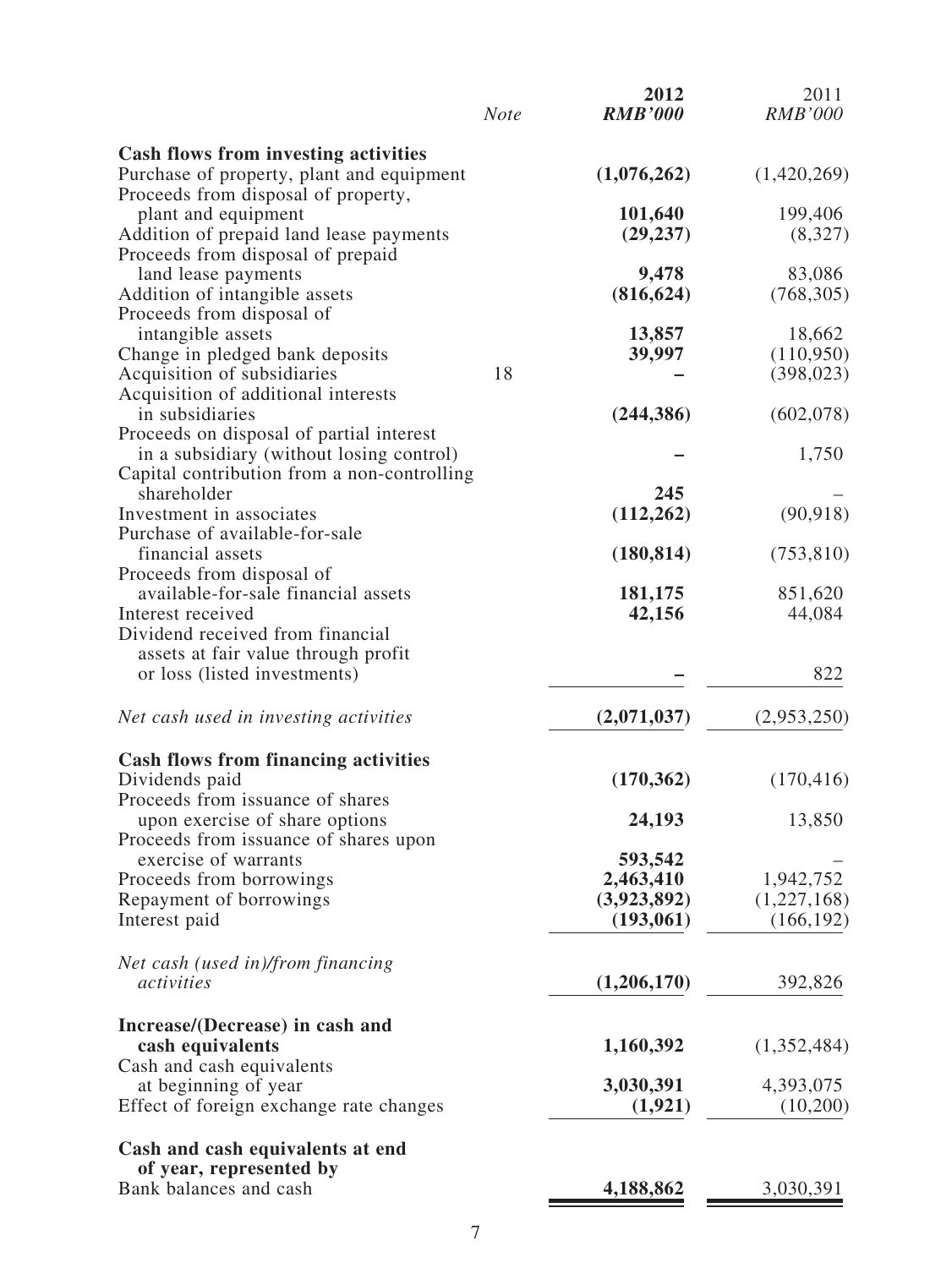| | Note | 2012 RMB'000 | 2011 RMB'000 |
|---|---|---|---|
| **Cash flows from investing activities** | | | |
| Purchase of property, plant and equipment | | **(1,076,262)** | (1,420,269) |
| Proceeds from disposal of property, plant and equipment | | **101,640** | 199,406 |
| Addition of prepaid land lease payments | | **(29,237)** | (8,327) |
| Proceeds from disposal of prepaid land lease payments | | **9,478** | 83,086 |
| Addition of intangible assets | | **(816,624)** | (768,305) |
| Proceeds from disposal of intangible assets | | **13,857** | 18,662 |
| Change in pledged bank deposits | | **39,997** | (110,950) |
| Acquisition of subsidiaries | 18 | **–** | (398,023) |
| Acquisition of additional interests in subsidiaries | | **(244,386)** | (602,078) |
| Proceeds on disposal of partial interest in a subsidiary (without losing control) | | **–** | 1,750 |
| Capital contribution from a non-controlling shareholder | | **245** | – |
| Investment in associates | | **(112,262)** | (90,918) |
| Purchase of available-for-sale financial assets | | **(180,814)** | (753,810) |
| Proceeds from disposal of available-for-sale financial assets | | **181,175** | 851,620 |
| Interest received | | **42,156** | 44,084 |
| Dividend received from financial assets at fair value through profit or loss (listed investments) | | **–** | 822 |
| *Net cash used in investing activities* | | **(2,071,037)** | (2,953,250) |
| **Cash flows from financing activities** | | | |
| Dividends paid | | **(170,362)** | (170,416) |
| Proceeds from issuance of shares upon exercise of share options | | **24,193** | 13,850 |
| Proceeds from issuance of shares upon exercise of warrants | | **593,542** | – |
| Proceeds from borrowings | | **2,463,410** | 1,942,752 |
| Repayment of borrowings | | **(3,923,892)** | (1,227,168) |
| Interest paid | | **(193,061)** | (166,192) |
| *Net cash (used in)/from financing activities* | | **(1,206,170)** | 392,826 |
| **Increase/(Decrease) in cash and cash equivalents** | | **1,160,392** | (1,352,484) |
| Cash and cash equivalents at beginning of year | | **3,030,391** | 4,393,075 |
| Effect of foreign exchange rate changes | | **(1,921)** | (10,200) |
| **Cash and cash equivalents at end of year, represented by** | | | |
| Bank balances and cash | | **4,188,862** | 3,030,391 |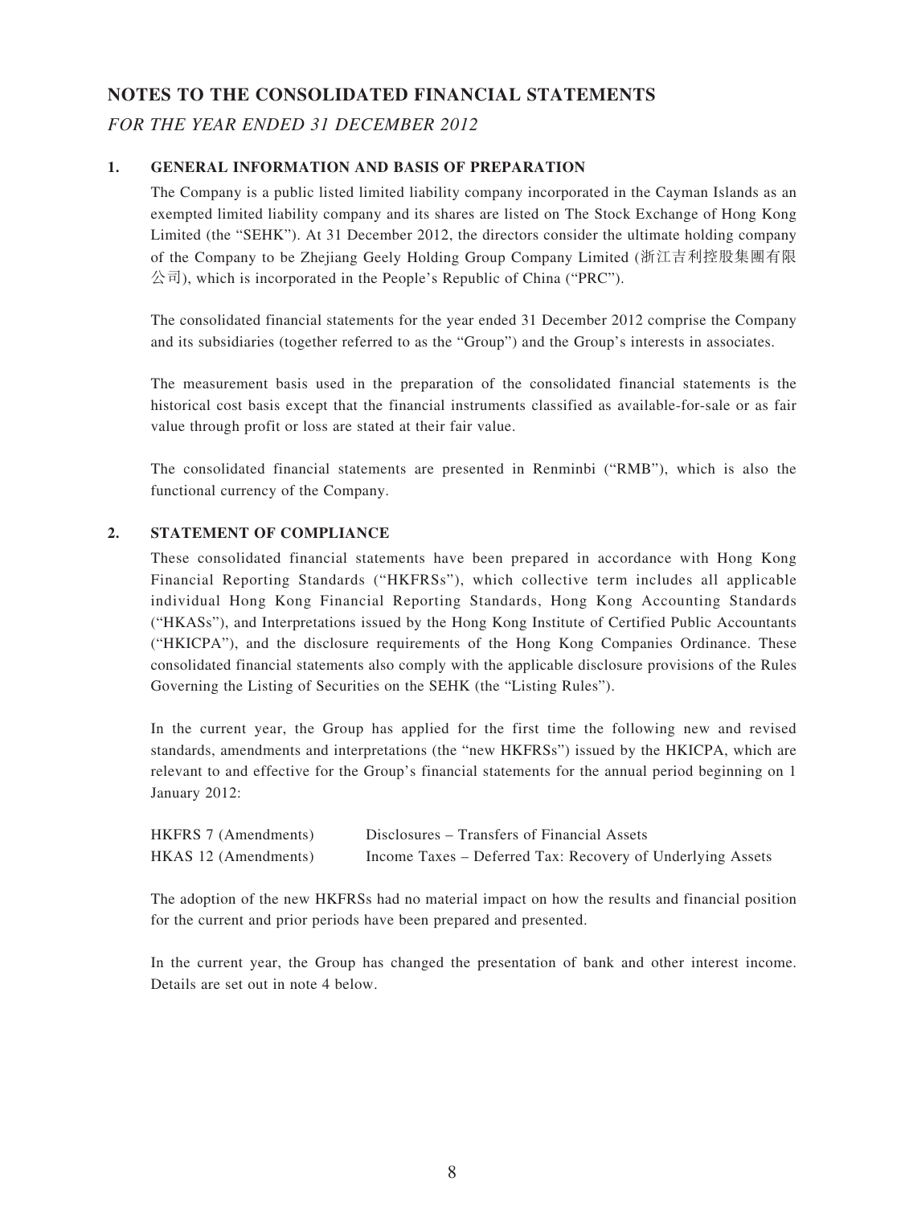# NOTES TO THE CONSOLIDATED FINANCIAL STATEMENTS

*FOR THE YEAR ENDED 31 DECEMBER 2012*

## 1. GENERAL INFORMATION AND BASIS OF PREPARATION

The Company is a public listed limited liability company incorporated in the Cayman Islands as an exempted limited liability company and its shares are listed on The Stock Exchange of Hong Kong Limited (the "SEHK"). At 31 December 2012, the directors consider the ultimate holding company of the Company to be Zhejiang Geely Holding Group Company Limited (浙江吉利控股集團有限公司), which is incorporated in the People's Republic of China ("PRC").

The consolidated financial statements for the year ended 31 December 2012 comprise the Company and its subsidiaries (together referred to as the "Group") and the Group's interests in associates.

The measurement basis used in the preparation of the consolidated financial statements is the historical cost basis except that the financial instruments classified as available-for-sale or as fair value through profit or loss are stated at their fair value.

The consolidated financial statements are presented in Renminbi ("RMB"), which is also the functional currency of the Company.

## 2. STATEMENT OF COMPLIANCE

These consolidated financial statements have been prepared in accordance with Hong Kong Financial Reporting Standards ("HKFRSs"), which collective term includes all applicable individual Hong Kong Financial Reporting Standards, Hong Kong Accounting Standards ("HKASs"), and Interpretations issued by the Hong Kong Institute of Certified Public Accountants ("HKICPA"), and the disclosure requirements of the Hong Kong Companies Ordinance. These consolidated financial statements also comply with the applicable disclosure provisions of the Rules Governing the Listing of Securities on the SEHK (the "Listing Rules").

In the current year, the Group has applied for the first time the following new and revised standards, amendments and interpretations (the "new HKFRSs") issued by the HKICPA, which are relevant to and effective for the Group's financial statements for the annual period beginning on 1 January 2012:

| | |
|---|---|
| HKFRS 7 (Amendments) | Disclosures – Transfers of Financial Assets |
| HKAS 12 (Amendments) | Income Taxes – Deferred Tax: Recovery of Underlying Assets |

The adoption of the new HKFRSs had no material impact on how the results and financial position for the current and prior periods have been prepared and presented.

In the current year, the Group has changed the presentation of bank and other interest income. Details are set out in note 4 below.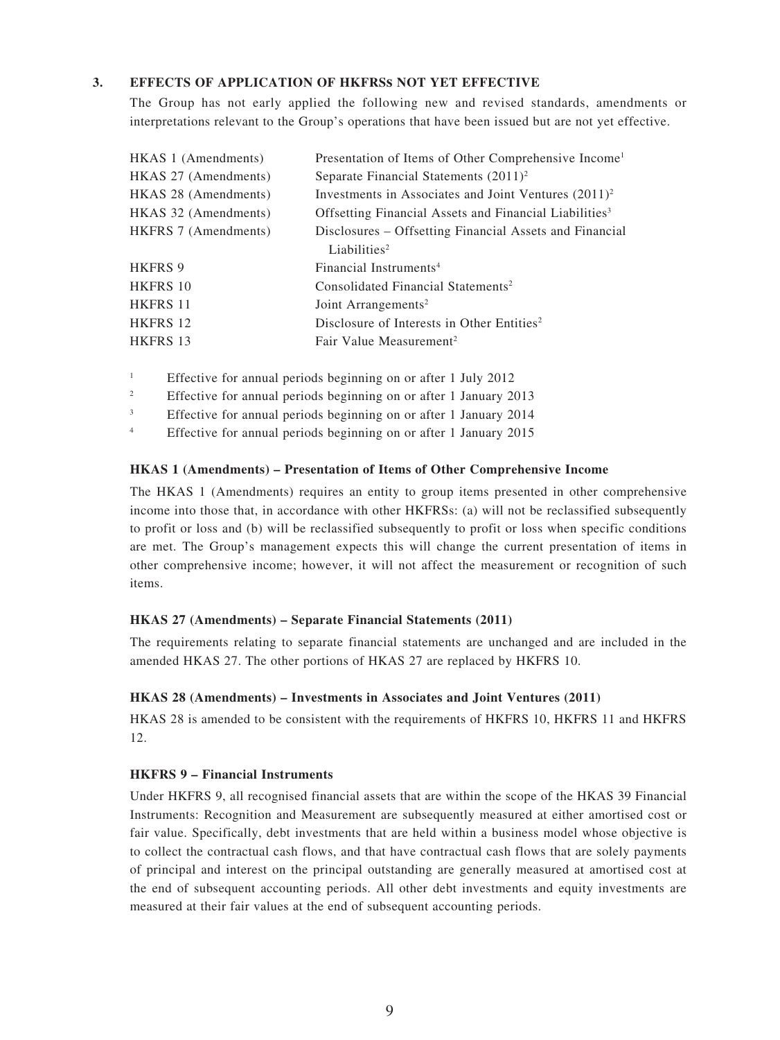## 3. EFFECTS OF APPLICATION OF HKFRSs NOT YET EFFECTIVE

The Group has not early applied the following new and revised standards, amendments or interpretations relevant to the Group's operations that have been issued but are not yet effective.

| | |
|---|---|
| HKAS 1 (Amendments) | Presentation of Items of Other Comprehensive Income[1] |
| HKAS 27 (Amendments) | Separate Financial Statements (2011)[2] |
| HKAS 28 (Amendments) | Investments in Associates and Joint Ventures (2011)[2] |
| HKAS 32 (Amendments) | Offsetting Financial Assets and Financial Liabilities[3] |
| HKFRS 7 (Amendments) | Disclosures – Offsetting Financial Assets and Financial Liabilities[2] |
| HKFRS 9 | Financial Instruments[4] |
| HKFRS 10 | Consolidated Financial Statements[2] |
| HKFRS 11 | Joint Arrangements[2] |
| HKFRS 12 | Disclosure of Interests in Other Entities[2] |
| HKFRS 13 | Fair Value Measurement[2] |

[1] Effective for annual periods beginning on or after 1 July 2012

[2] Effective for annual periods beginning on or after 1 January 2013

[3] Effective for annual periods beginning on or after 1 January 2014

[4] Effective for annual periods beginning on or after 1 January 2015

### HKAS 1 (Amendments) – Presentation of Items of Other Comprehensive Income

The HKAS 1 (Amendments) requires an entity to group items presented in other comprehensive income into those that, in accordance with other HKFRSs: (a) will not be reclassified subsequently to profit or loss and (b) will be reclassified subsequently to profit or loss when specific conditions are met. The Group's management expects this will change the current presentation of items in other comprehensive income; however, it will not affect the measurement or recognition of such items.

### HKAS 27 (Amendments) – Separate Financial Statements (2011)

The requirements relating to separate financial statements are unchanged and are included in the amended HKAS 27. The other portions of HKAS 27 are replaced by HKFRS 10.

### HKAS 28 (Amendments) – Investments in Associates and Joint Ventures (2011)

HKAS 28 is amended to be consistent with the requirements of HKFRS 10, HKFRS 11 and HKFRS 12.

### HKFRS 9 – Financial Instruments

Under HKFRS 9, all recognised financial assets that are within the scope of the HKAS 39 Financial Instruments: Recognition and Measurement are subsequently measured at either amortised cost or fair value. Specifically, debt investments that are held within a business model whose objective is to collect the contractual cash flows, and that have contractual cash flows that are solely payments of principal and interest on the principal outstanding are generally measured at amortised cost at the end of subsequent accounting periods. All other debt investments and equity investments are measured at their fair values at the end of subsequent accounting periods.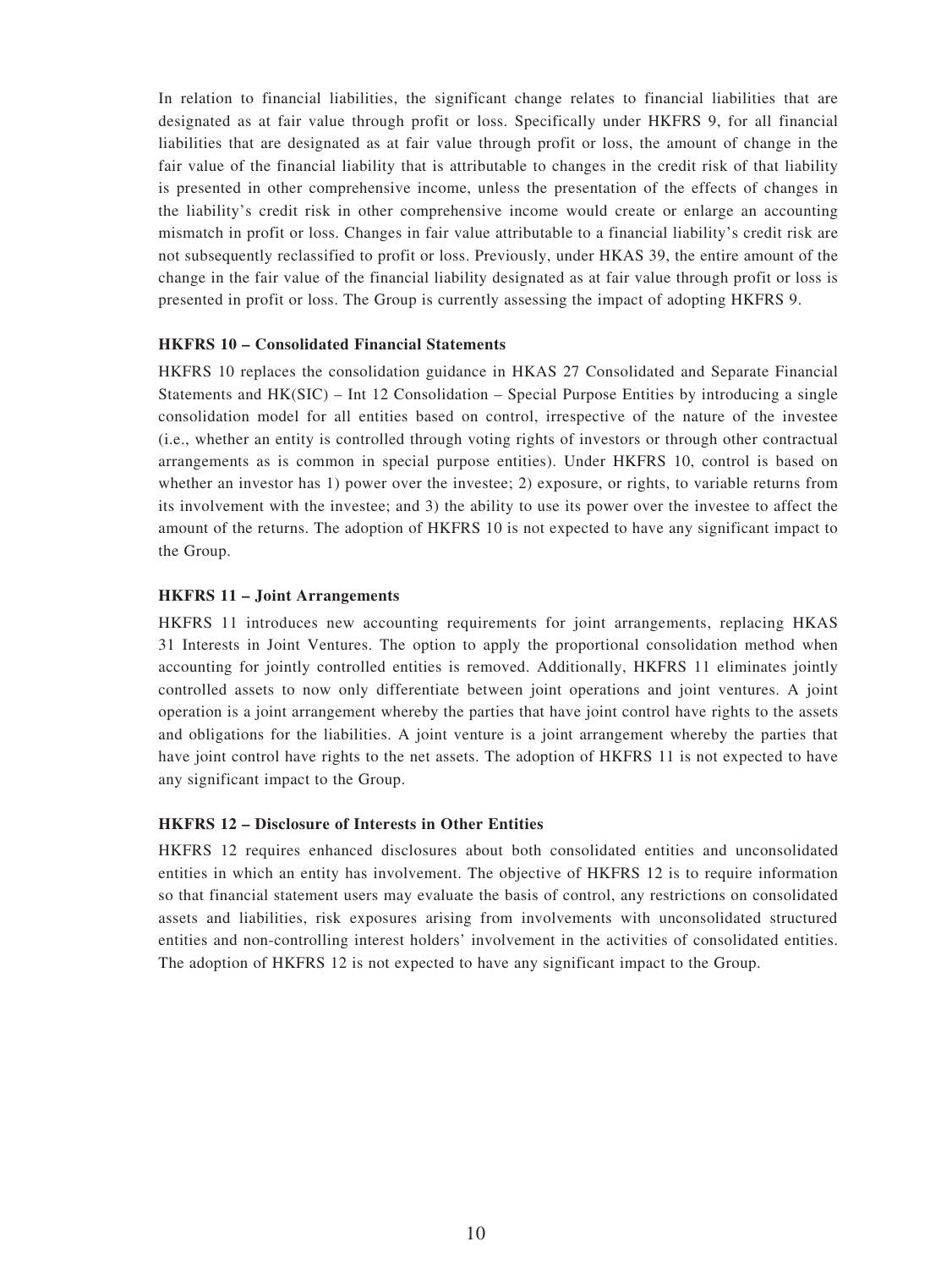In relation to financial liabilities, the significant change relates to financial liabilities that are designated as at fair value through profit or loss. Specifically under HKFRS 9, for all financial liabilities that are designated as at fair value through profit or loss, the amount of change in the fair value of the financial liability that is attributable to changes in the credit risk of that liability is presented in other comprehensive income, unless the presentation of the effects of changes in the liability's credit risk in other comprehensive income would create or enlarge an accounting mismatch in profit or loss. Changes in fair value attributable to a financial liability's credit risk are not subsequently reclassified to profit or loss. Previously, under HKAS 39, the entire amount of the change in the fair value of the financial liability designated as at fair value through profit or loss is presented in profit or loss. The Group is currently assessing the impact of adopting HKFRS 9.

**HKFRS 10 – Consolidated Financial Statements**

HKFRS 10 replaces the consolidation guidance in HKAS 27 Consolidated and Separate Financial Statements and HK(SIC) – Int 12 Consolidation – Special Purpose Entities by introducing a single consolidation model for all entities based on control, irrespective of the nature of the investee (i.e., whether an entity is controlled through voting rights of investors or through other contractual arrangements as is common in special purpose entities). Under HKFRS 10, control is based on whether an investor has 1) power over the investee; 2) exposure, or rights, to variable returns from its involvement with the investee; and 3) the ability to use its power over the investee to affect the amount of the returns. The adoption of HKFRS 10 is not expected to have any significant impact to the Group.

**HKFRS 11 – Joint Arrangements**

HKFRS 11 introduces new accounting requirements for joint arrangements, replacing HKAS 31 Interests in Joint Ventures. The option to apply the proportional consolidation method when accounting for jointly controlled entities is removed. Additionally, HKFRS 11 eliminates jointly controlled assets to now only differentiate between joint operations and joint ventures. A joint operation is a joint arrangement whereby the parties that have joint control have rights to the assets and obligations for the liabilities. A joint venture is a joint arrangement whereby the parties that have joint control have rights to the net assets. The adoption of HKFRS 11 is not expected to have any significant impact to the Group.

**HKFRS 12 – Disclosure of Interests in Other Entities**

HKFRS 12 requires enhanced disclosures about both consolidated entities and unconsolidated entities in which an entity has involvement. The objective of HKFRS 12 is to require information so that financial statement users may evaluate the basis of control, any restrictions on consolidated assets and liabilities, risk exposures arising from involvements with unconsolidated structured entities and non-controlling interest holders' involvement in the activities of consolidated entities. The adoption of HKFRS 12 is not expected to have any significant impact to the Group.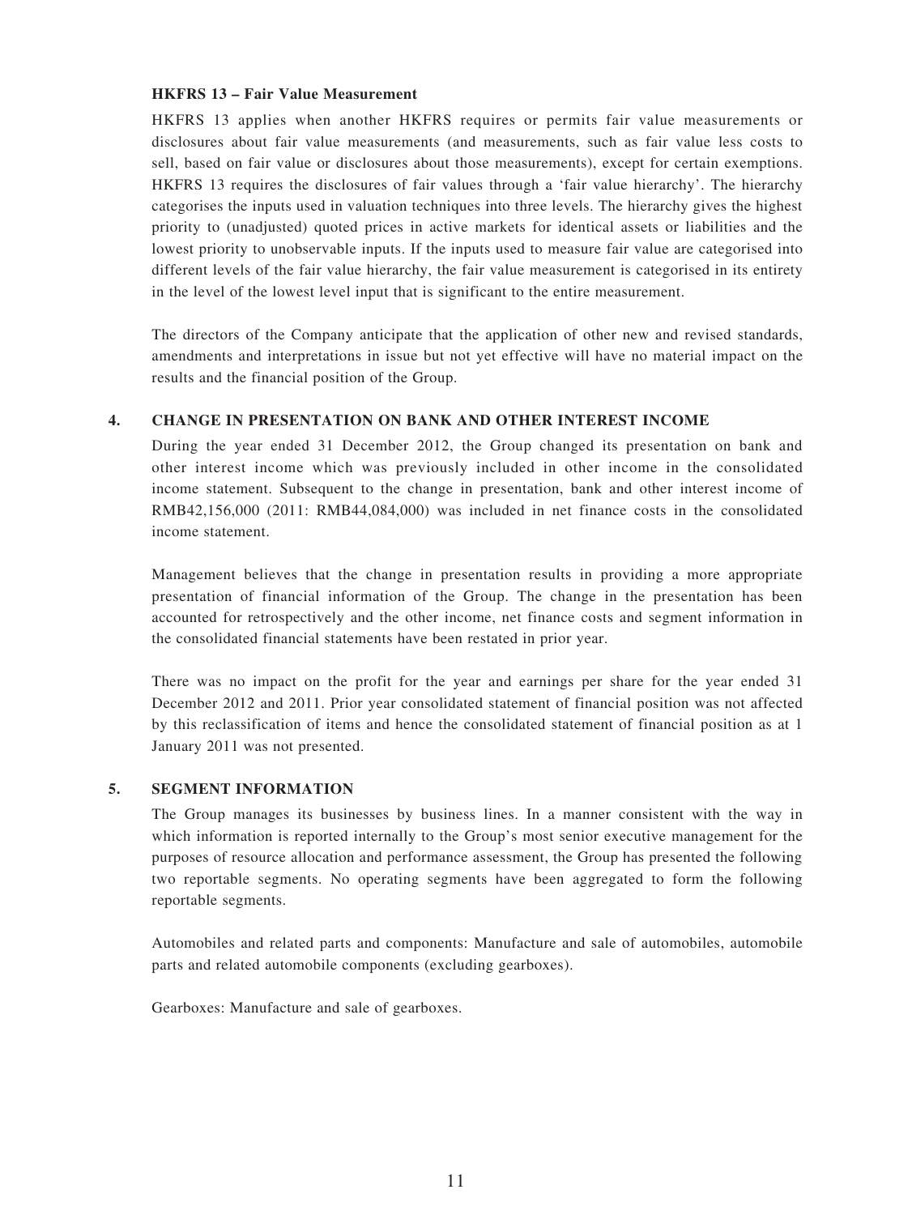**HKFRS 13 – Fair Value Measurement**

HKFRS 13 applies when another HKFRS requires or permits fair value measurements or disclosures about fair value measurements (and measurements, such as fair value less costs to sell, based on fair value or disclosures about those measurements), except for certain exemptions. HKFRS 13 requires the disclosures of fair values through a 'fair value hierarchy'. The hierarchy categorises the inputs used in valuation techniques into three levels. The hierarchy gives the highest priority to (unadjusted) quoted prices in active markets for identical assets or liabilities and the lowest priority to unobservable inputs. If the inputs used to measure fair value are categorised into different levels of the fair value hierarchy, the fair value measurement is categorised in its entirety in the level of the lowest level input that is significant to the entire measurement.

The directors of the Company anticipate that the application of other new and revised standards, amendments and interpretations in issue but not yet effective will have no material impact on the results and the financial position of the Group.

## 4. CHANGE IN PRESENTATION ON BANK AND OTHER INTEREST INCOME

During the year ended 31 December 2012, the Group changed its presentation on bank and other interest income which was previously included in other income in the consolidated income statement. Subsequent to the change in presentation, bank and other interest income of RMB42,156,000 (2011: RMB44,084,000) was included in net finance costs in the consolidated income statement.

Management believes that the change in presentation results in providing a more appropriate presentation of financial information of the Group. The change in the presentation has been accounted for retrospectively and the other income, net finance costs and segment information in the consolidated financial statements have been restated in prior year.

There was no impact on the profit for the year and earnings per share for the year ended 31 December 2012 and 2011. Prior year consolidated statement of financial position was not affected by this reclassification of items and hence the consolidated statement of financial position as at 1 January 2011 was not presented.

## 5. SEGMENT INFORMATION

The Group manages its businesses by business lines. In a manner consistent with the way in which information is reported internally to the Group's most senior executive management for the purposes of resource allocation and performance assessment, the Group has presented the following two reportable segments. No operating segments have been aggregated to form the following reportable segments.

Automobiles and related parts and components: Manufacture and sale of automobiles, automobile parts and related automobile components (excluding gearboxes).

Gearboxes: Manufacture and sale of gearboxes.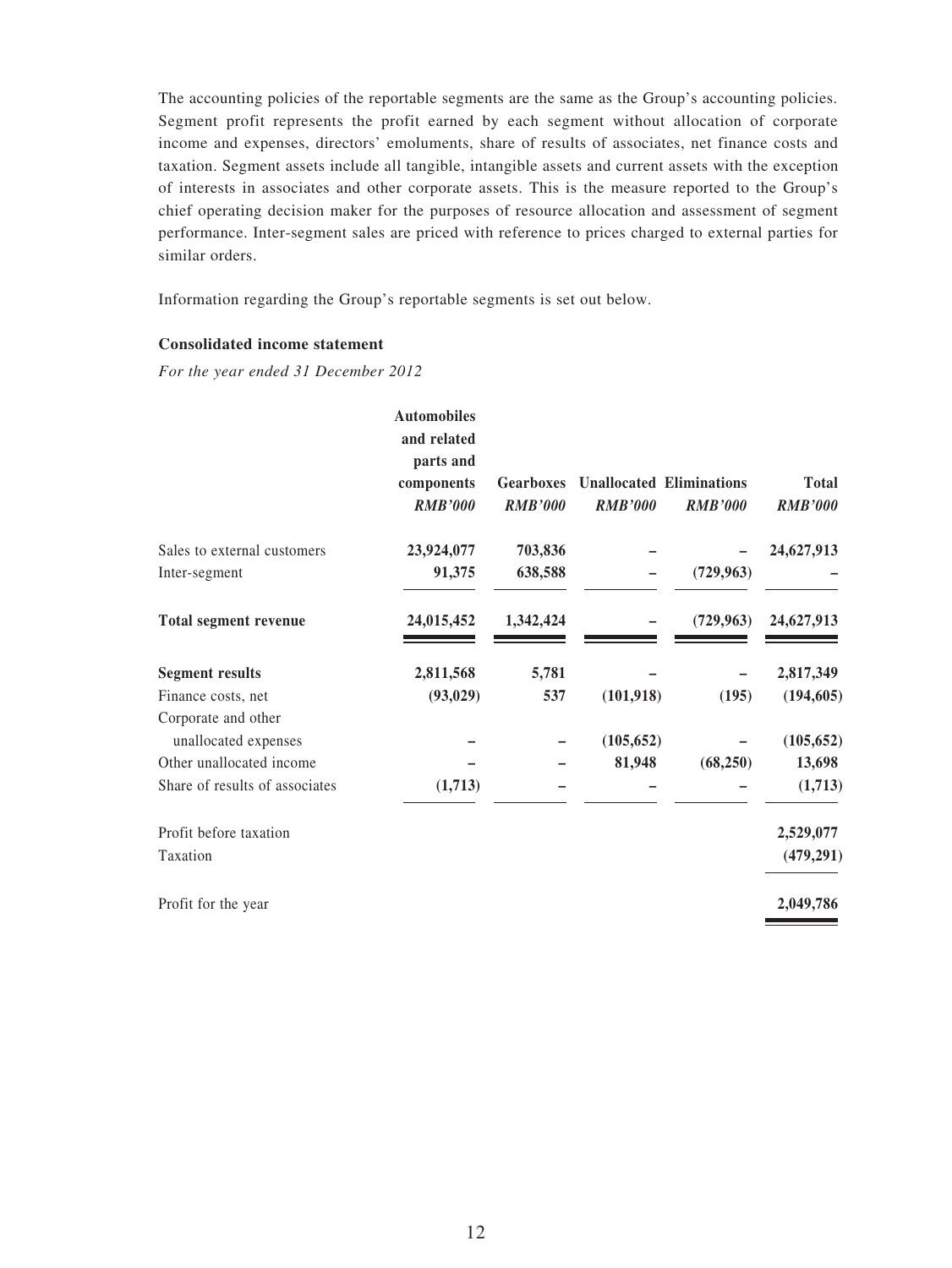The accounting policies of the reportable segments are the same as the Group's accounting policies. Segment profit represents the profit earned by each segment without allocation of corporate income and expenses, directors' emoluments, share of results of associates, net finance costs and taxation. Segment assets include all tangible, intangible assets and current assets with the exception of interests in associates and other corporate assets. This is the measure reported to the Group's chief operating decision maker for the purposes of resource allocation and assessment of segment performance. Inter-segment sales are priced with reference to prices charged to external parties for similar orders.

Information regarding the Group's reportable segments is set out below.

**Consolidated income statement**

*For the year ended 31 December 2012*

| | Automobiles and related parts and components | Gearboxes | Unallocated | Eliminations | Total |
|---|---|---|---|---|---|
| | *RMB'000* | *RMB'000* | *RMB'000* | *RMB'000* | *RMB'000* |
| Sales to external customers | 23,924,077 | 703,836 | – | – | 24,627,913 |
| Inter-segment | 91,375 | 638,588 | – | (729,963) | – |
| **Total segment revenue** | 24,015,452 | 1,342,424 | – | (729,963) | 24,627,913 |
| **Segment results** | 2,811,568 | 5,781 | – | – | 2,817,349 |
| Finance costs, net | (93,029) | 537 | (101,918) | (195) | (194,605) |
| Corporate and other unallocated expenses | – | – | (105,652) | – | (105,652) |
| Other unallocated income | – | – | 81,948 | (68,250) | 13,698 |
| Share of results of associates | (1,713) | – | – | – | (1,713) |
| Profit before taxation | | | | | 2,529,077 |
| Taxation | | | | | (479,291) |
| Profit for the year | | | | | 2,049,786 |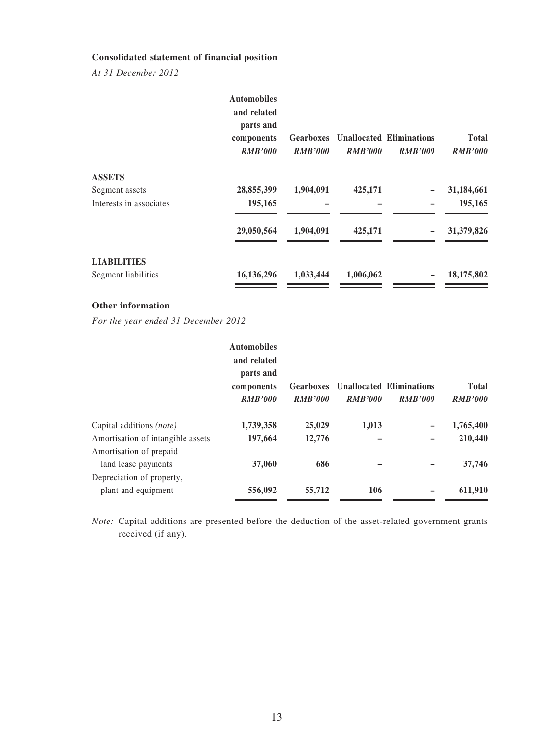**Consolidated statement of financial position**

*At 31 December 2012*

| | Automobiles and related parts and components *RMB'000* | Gearboxes *RMB'000* | Unallocated *RMB'000* | Eliminations *RMB'000* | Total *RMB'000* |
|---|---|---|---|---|---|
| **ASSETS** | | | | | |
| Segment assets | **28,855,399** | **1,904,091** | **425,171** | **–** | **31,184,661** |
| Interests in associates | **195,165** | **–** | **–** | **–** | **195,165** |
| | **29,050,564** | **1,904,091** | **425,171** | **–** | **31,379,826** |
| **LIABILITIES** | | | | | |
| Segment liabilities | **16,136,296** | **1,033,444** | **1,006,062** | **–** | **18,175,802** |

**Other information**

*For the year ended 31 December 2012*

| | Automobiles and related parts and components *RMB'000* | Gearboxes *RMB'000* | Unallocated *RMB'000* | Eliminations *RMB'000* | Total *RMB'000* |
|---|---|---|---|---|---|
| Capital additions *(note)* | **1,739,358** | **25,029** | **1,013** | **–** | **1,765,400** |
| Amortisation of intangible assets | **197,664** | **12,776** | **–** | **–** | **210,440** |
| Amortisation of prepaid land lease payments | **37,060** | **686** | **–** | **–** | **37,746** |
| Depreciation of property, plant and equipment | **556,092** | **55,712** | **106** | **–** | **611,910** |

*Note:* Capital additions are presented before the deduction of the asset-related government grants received (if any).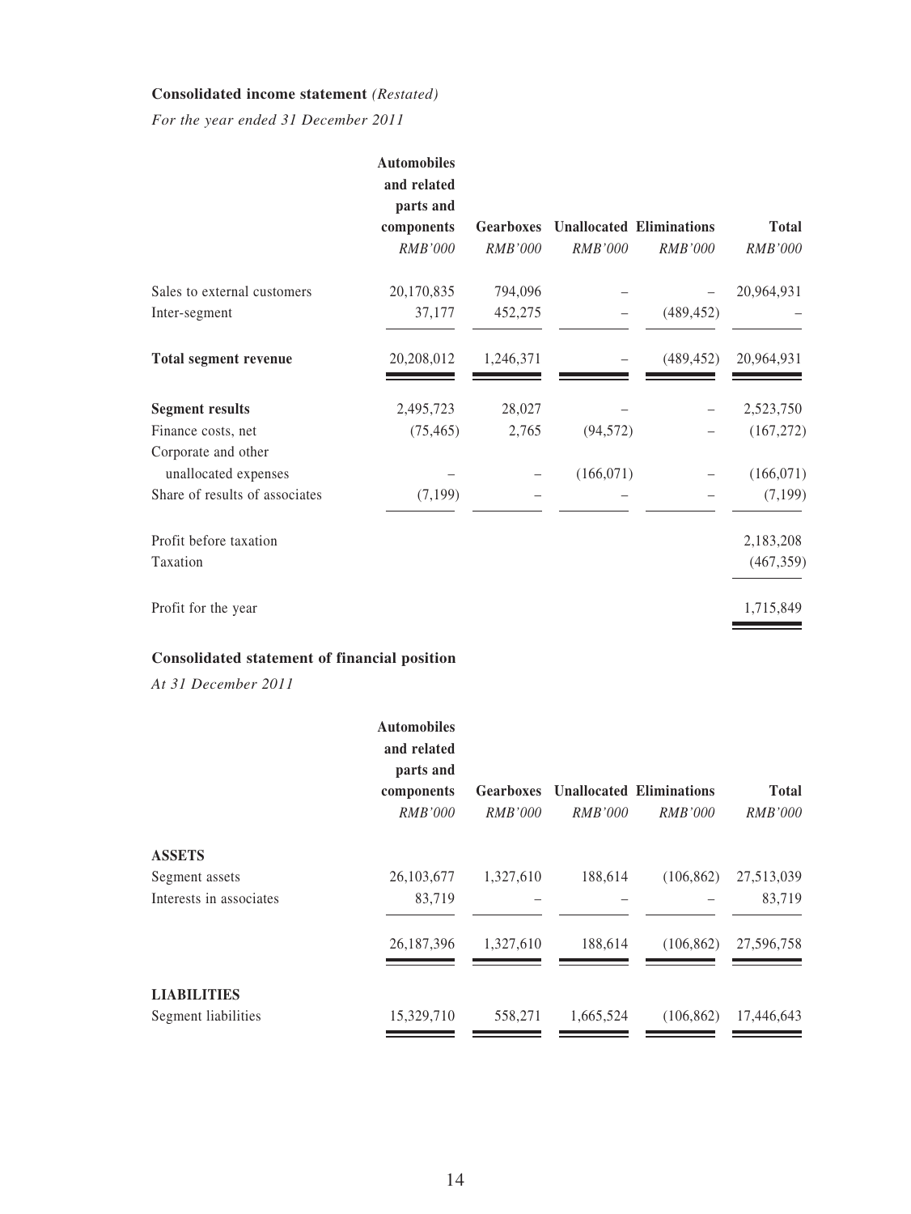**Consolidated income statement** *(Restated)*

*For the year ended 31 December 2011*

| | Automobiles and related parts and components | Gearboxes | Unallocated | Eliminations | Total |
|---|---|---|---|---|---|
| | *RMB'000* | *RMB'000* | *RMB'000* | *RMB'000* | *RMB'000* |
| Sales to external customers | 20,170,835 | 794,096 | – | – | 20,964,931 |
| Inter-segment | 37,177 | 452,275 | – | (489,452) | – |
| **Total segment revenue** | 20,208,012 | 1,246,371 | – | (489,452) | 20,964,931 |
| **Segment results** | 2,495,723 | 28,027 | – | – | 2,523,750 |
| Finance costs, net | (75,465) | 2,765 | (94,572) | – | (167,272) |
| Corporate and other unallocated expenses | – | – | (166,071) | – | (166,071) |
| Share of results of associates | (7,199) | – | – | – | (7,199) |
| Profit before taxation | | | | | 2,183,208 |
| Taxation | | | | | (467,359) |
| Profit for the year | | | | | 1,715,849 |

**Consolidated statement of financial position**

*At 31 December 2011*

| | Automobiles and related parts and components | Gearboxes | Unallocated | Eliminations | Total |
|---|---|---|---|---|---|
| | *RMB'000* | *RMB'000* | *RMB'000* | *RMB'000* | *RMB'000* |
| **ASSETS** | | | | | |
| Segment assets | 26,103,677 | 1,327,610 | 188,614 | (106,862) | 27,513,039 |
| Interests in associates | 83,719 | – | – | – | 83,719 |
| | 26,187,396 | 1,327,610 | 188,614 | (106,862) | 27,596,758 |
| **LIABILITIES** | | | | | |
| Segment liabilities | 15,329,710 | 558,271 | 1,665,524 | (106,862) | 17,446,643 |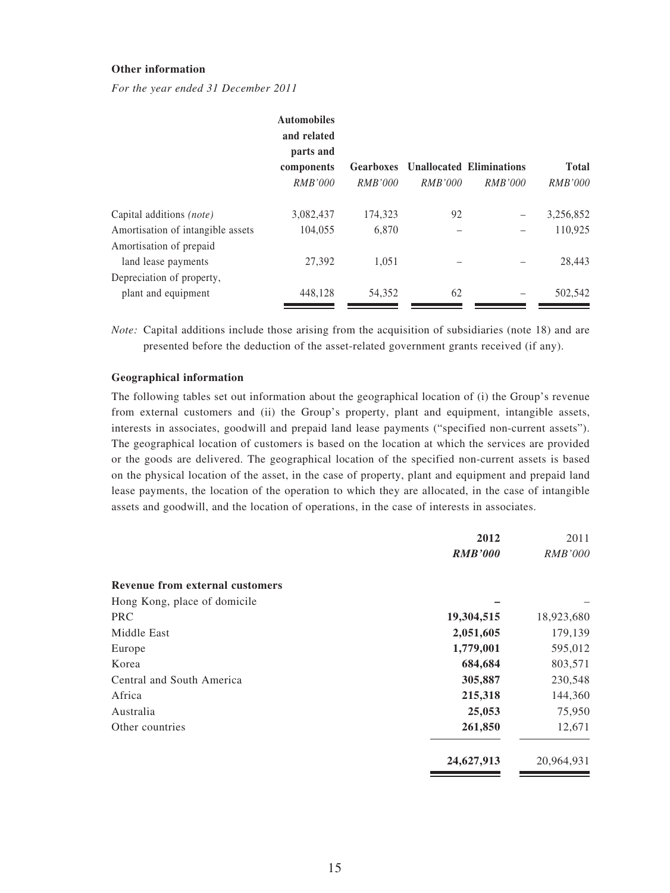**Other information**

*For the year ended 31 December 2011*

| | Automobiles and related parts and components | Gearboxes | Unallocated | Eliminations | Total |
|---|---|---|---|---|---|
| | *RMB'000* | *RMB'000* | *RMB'000* | *RMB'000* | *RMB'000* |
| Capital additions *(note)* | 3,082,437 | 174,323 | 92 | – | 3,256,852 |
| Amortisation of intangible assets | 104,055 | 6,870 | – | – | 110,925 |
| Amortisation of prepaid land lease payments | 27,392 | 1,051 | – | – | 28,443 |
| Depreciation of property, plant and equipment | 448,128 | 54,352 | 62 | – | 502,542 |

*Note:* Capital additions include those arising from the acquisition of subsidiaries (note 18) and are presented before the deduction of the asset-related government grants received (if any).

**Geographical information**

The following tables set out information about the geographical location of (i) the Group's revenue from external customers and (ii) the Group's property, plant and equipment, intangible assets, interests in associates, goodwill and prepaid land lease payments ("specified non-current assets"). The geographical location of customers is based on the location at which the services are provided or the goods are delivered. The geographical location of the specified non-current assets is based on the physical location of the asset, in the case of property, plant and equipment and prepaid land lease payments, the location of the operation to which they are allocated, in the case of intangible assets and goodwill, and the location of operations, in the case of interests in associates.

| | 2012 | 2011 |
|---|---|---|
| | ***RMB'000*** | *RMB'000* |
| **Revenue from external customers** | | |
| Hong Kong, place of domicile | **–** | – |
| PRC | **19,304,515** | 18,923,680 |
| Middle East | **2,051,605** | 179,139 |
| Europe | **1,779,001** | 595,012 |
| Korea | **684,684** | 803,571 |
| Central and South America | **305,887** | 230,548 |
| Africa | **215,318** | 144,360 |
| Australia | **25,053** | 75,950 |
| Other countries | **261,850** | 12,671 |
| | **24,627,913** | 20,964,931 |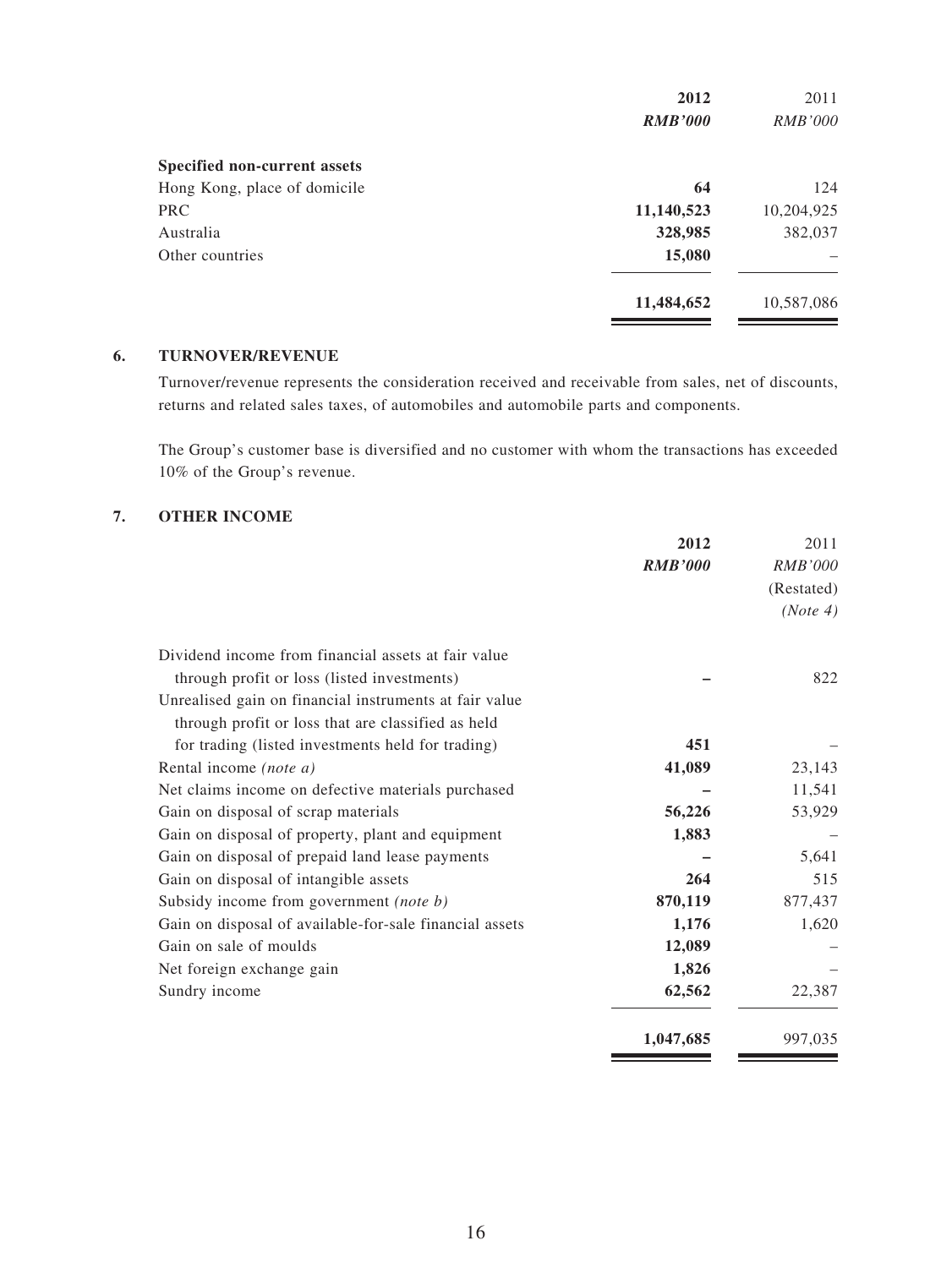| | 2012 | 2011 |
|---|---|---|
| | *RMB'000* | *RMB'000* |
| **Specified non-current assets** | | |
| Hong Kong, place of domicile | **64** | 124 |
| PRC | **11,140,523** | 10,204,925 |
| Australia | **328,985** | 382,037 |
| Other countries | **15,080** | – |
| | **11,484,652** | 10,587,086 |

## 6. TURNOVER/REVENUE

Turnover/revenue represents the consideration received and receivable from sales, net of discounts, returns and related sales taxes, of automobiles and automobile parts and components.

The Group's customer base is diversified and no customer with whom the transactions has exceeded 10% of the Group's revenue.

## 7. OTHER INCOME

| | 2012 | 2011 |
|---|---|---|
| | *RMB'000* | *RMB'000* (Restated) *(Note 4)* |
| Dividend income from financial assets at fair value through profit or loss (listed investments) | **–** | 822 |
| Unrealised gain on financial instruments at fair value through profit or loss that are classified as held for trading (listed investments held for trading) | **451** | – |
| Rental income *(note a)* | **41,089** | 23,143 |
| Net claims income on defective materials purchased | **–** | 11,541 |
| Gain on disposal of scrap materials | **56,226** | 53,929 |
| Gain on disposal of property, plant and equipment | **1,883** | – |
| Gain on disposal of prepaid land lease payments | **–** | 5,641 |
| Gain on disposal of intangible assets | **264** | 515 |
| Subsidy income from government *(note b)* | **870,119** | 877,437 |
| Gain on disposal of available-for-sale financial assets | **1,176** | 1,620 |
| Gain on sale of moulds | **12,089** | – |
| Net foreign exchange gain | **1,826** | – |
| Sundry income | **62,562** | 22,387 |
| | **1,047,685** | 997,035 |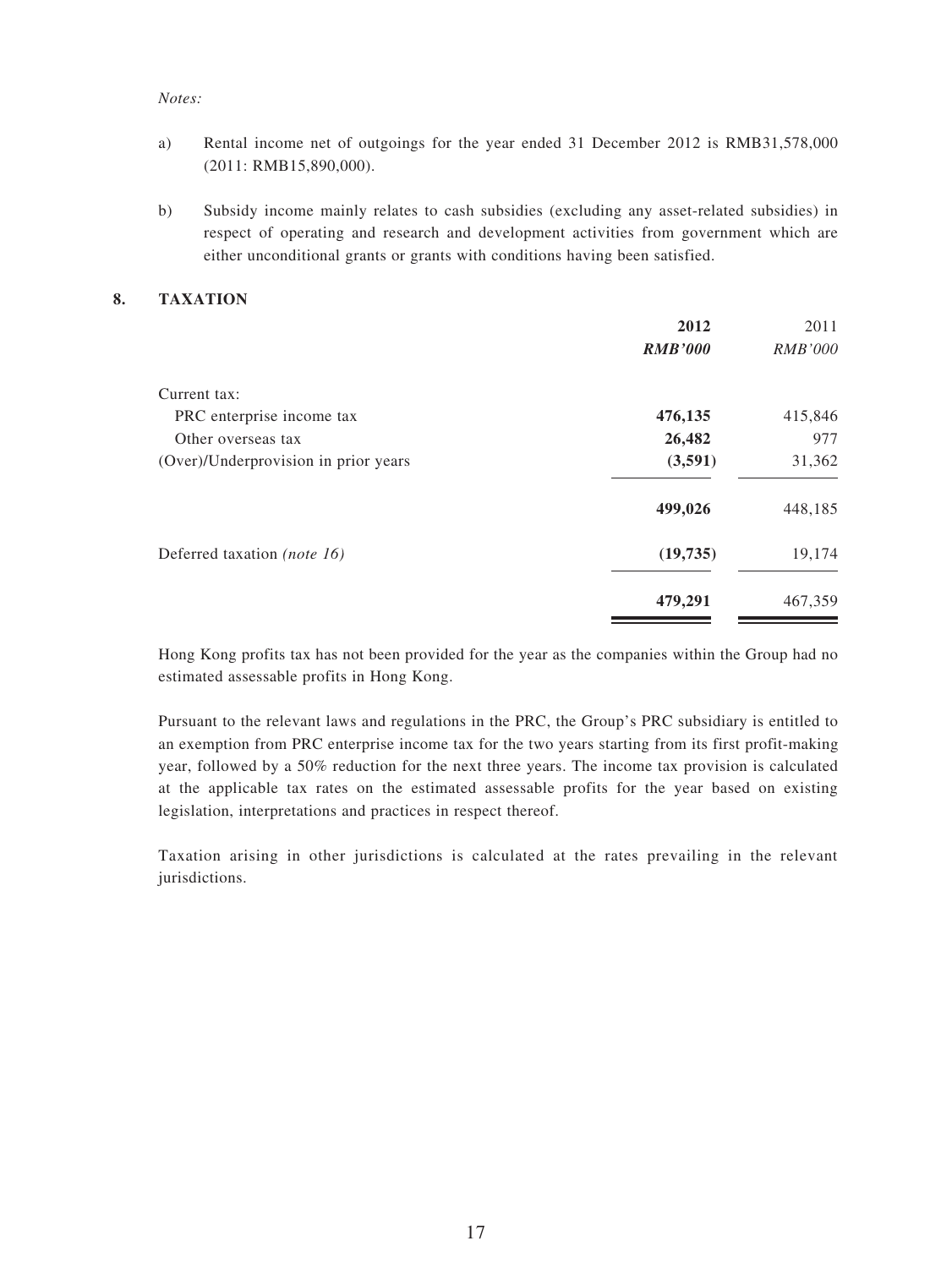*Notes:*

a) Rental income net of outgoings for the year ended 31 December 2012 is RMB31,578,000 (2011: RMB15,890,000).

b) Subsidy income mainly relates to cash subsidies (excluding any asset-related subsidies) in respect of operating and research and development activities from government which are either unconditional grants or grants with conditions having been satisfied.

## 8. TAXATION

| | **2012** | 2011 |
|---|---|---|
| | ***RMB'000*** | *RMB'000* |
| Current tax: | | |
| PRC enterprise income tax | **476,135** | 415,846 |
| Other overseas tax | **26,482** | 977 |
| (Over)/Underprovision in prior years | **(3,591)** | 31,362 |
| | **499,026** | 448,185 |
| Deferred taxation *(note 16)* | **(19,735)** | 19,174 |
| | **479,291** | 467,359 |

Hong Kong profits tax has not been provided for the year as the companies within the Group had no estimated assessable profits in Hong Kong.

Pursuant to the relevant laws and regulations in the PRC, the Group's PRC subsidiary is entitled to an exemption from PRC enterprise income tax for the two years starting from its first profit-making year, followed by a 50% reduction for the next three years. The income tax provision is calculated at the applicable tax rates on the estimated assessable profits for the year based on existing legislation, interpretations and practices in respect thereof.

Taxation arising in other jurisdictions is calculated at the rates prevailing in the relevant jurisdictions.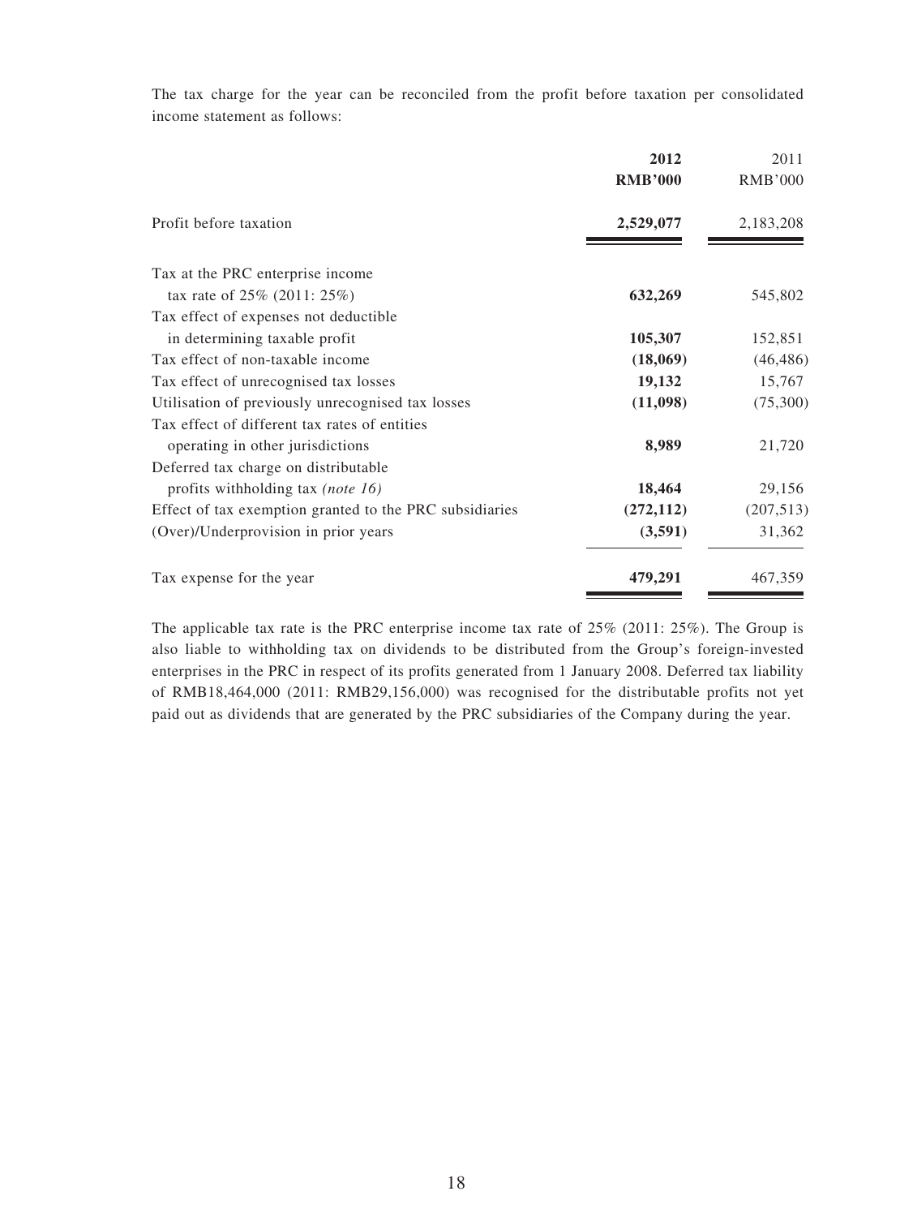The tax charge for the year can be reconciled from the profit before taxation per consolidated income statement as follows:

| | **2012** | 2011 |
|---|---|---|
| | **RMB'000** | RMB'000 |
| Profit before taxation | **2,529,077** | 2,183,208 |
| Tax at the PRC enterprise income tax rate of 25% (2011: 25%) | **632,269** | 545,802 |
| Tax effect of expenses not deductible in determining taxable profit | **105,307** | 152,851 |
| Tax effect of non-taxable income | **(18,069)** | (46,486) |
| Tax effect of unrecognised tax losses | **19,132** | 15,767 |
| Utilisation of previously unrecognised tax losses | **(11,098)** | (75,300) |
| Tax effect of different tax rates of entities operating in other jurisdictions | **8,989** | 21,720 |
| Deferred tax charge on distributable profits withholding tax *(note 16)* | **18,464** | 29,156 |
| Effect of tax exemption granted to the PRC subsidiaries | **(272,112)** | (207,513) |
| (Over)/Underprovision in prior years | **(3,591)** | 31,362 |
| Tax expense for the year | **479,291** | 467,359 |

The applicable tax rate is the PRC enterprise income tax rate of 25% (2011: 25%). The Group is also liable to withholding tax on dividends to be distributed from the Group's foreign-invested enterprises in the PRC in respect of its profits generated from 1 January 2008. Deferred tax liability of RMB18,464,000 (2011: RMB29,156,000) was recognised for the distributable profits not yet paid out as dividends that are generated by the PRC subsidiaries of the Company during the year.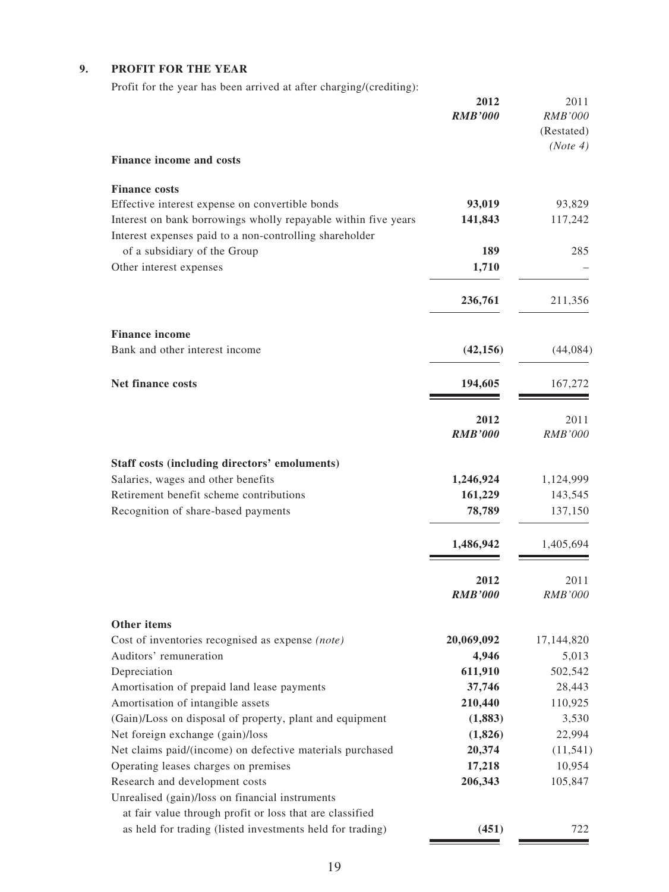## 9. PROFIT FOR THE YEAR

Profit for the year has been arrived at after charging/(crediting):

| | 2012 | 2011 |
|---|---|---|
| | ***RMB'000*** | *RMB'000* |
| | | (Restated) |
| | | *(Note 4)* |
| **Finance income and costs** | | |
| **Finance costs** | | |
| Effective interest expense on convertible bonds | **93,019** | 93,829 |
| Interest on bank borrowings wholly repayable within five years | **141,843** | 117,242 |
| Interest expenses paid to a non-controlling shareholder of a subsidiary of the Group | **189** | 285 |
| Other interest expenses | **1,710** | – |
| | **236,761** | 211,356 |
| **Finance income** | | |
| Bank and other interest income | **(42,156)** | (44,084) |
| **Net finance costs** | **194,605** | 167,272 |

| | 2012 | 2011 |
|---|---|---|
| | ***RMB'000*** | *RMB'000* |
| **Staff costs (including directors' emoluments)** | | |
| Salaries, wages and other benefits | **1,246,924** | 1,124,999 |
| Retirement benefit scheme contributions | **161,229** | 143,545 |
| Recognition of share-based payments | **78,789** | 137,150 |
| | **1,486,942** | 1,405,694 |

| | 2012 | 2011 |
|---|---|---|
| | ***RMB'000*** | *RMB'000* |
| **Other items** | | |
| Cost of inventories recognised as expense *(note)* | **20,069,092** | 17,144,820 |
| Auditors' remuneration | **4,946** | 5,013 |
| Depreciation | **611,910** | 502,542 |
| Amortisation of prepaid land lease payments | **37,746** | 28,443 |
| Amortisation of intangible assets | **210,440** | 110,925 |
| (Gain)/Loss on disposal of property, plant and equipment | **(1,883)** | 3,530 |
| Net foreign exchange (gain)/loss | **(1,826)** | 22,994 |
| Net claims paid/(income) on defective materials purchased | **20,374** | (11,541) |
| Operating leases charges on premises | **17,218** | 10,954 |
| Research and development costs | **206,343** | 105,847 |
| Unrealised (gain)/loss on financial instruments at fair value through profit or loss that are classified as held for trading (listed investments held for trading) | **(451)** | 722 |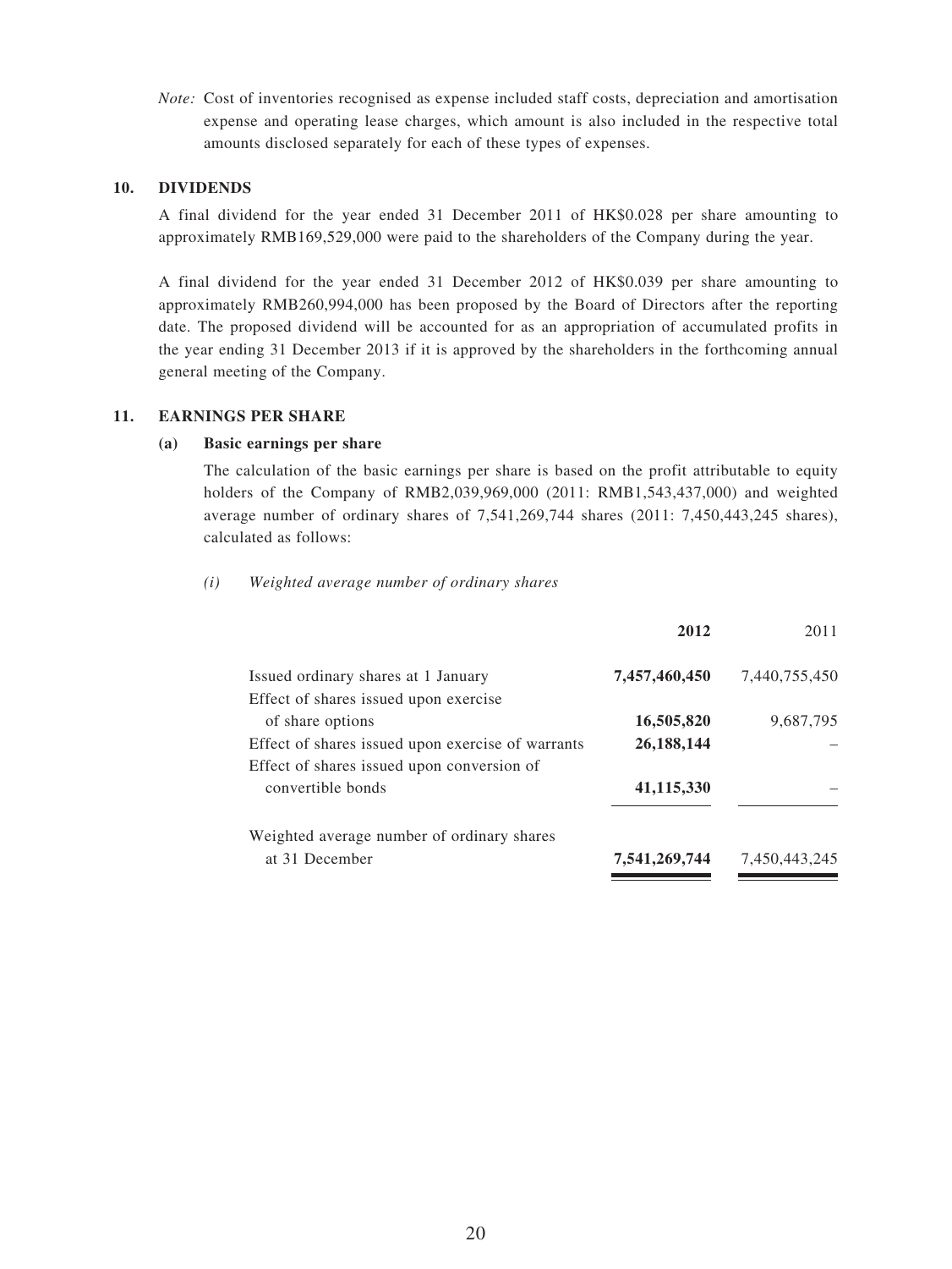*Note:* Cost of inventories recognised as expense included staff costs, depreciation and amortisation expense and operating lease charges, which amount is also included in the respective total amounts disclosed separately for each of these types of expenses.

## 10. DIVIDENDS

A final dividend for the year ended 31 December 2011 of HK$0.028 per share amounting to approximately RMB169,529,000 were paid to the shareholders of the Company during the year.

A final dividend for the year ended 31 December 2012 of HK$0.039 per share amounting to approximately RMB260,994,000 has been proposed by the Board of Directors after the reporting date. The proposed dividend will be accounted for as an appropriation of accumulated profits in the year ending 31 December 2013 if it is approved by the shareholders in the forthcoming annual general meeting of the Company.

## 11. EARNINGS PER SHARE

### (a) Basic earnings per share

The calculation of the basic earnings per share is based on the profit attributable to equity holders of the Company of RMB2,039,969,000 (2011: RMB1,543,437,000) and weighted average number of ordinary shares of 7,541,269,744 shares (2011: 7,450,443,245 shares), calculated as follows:

*(i) Weighted average number of ordinary shares*

| | **2012** | 2011 |
|---|---|---|
| Issued ordinary shares at 1 January | **7,457,460,450** | 7,440,755,450 |
| Effect of shares issued upon exercise of share options | **16,505,820** | 9,687,795 |
| Effect of shares issued upon exercise of warrants | **26,188,144** | – |
| Effect of shares issued upon conversion of convertible bonds | **41,115,330** | – |
| Weighted average number of ordinary shares at 31 December | **7,541,269,744** | 7,450,443,245 |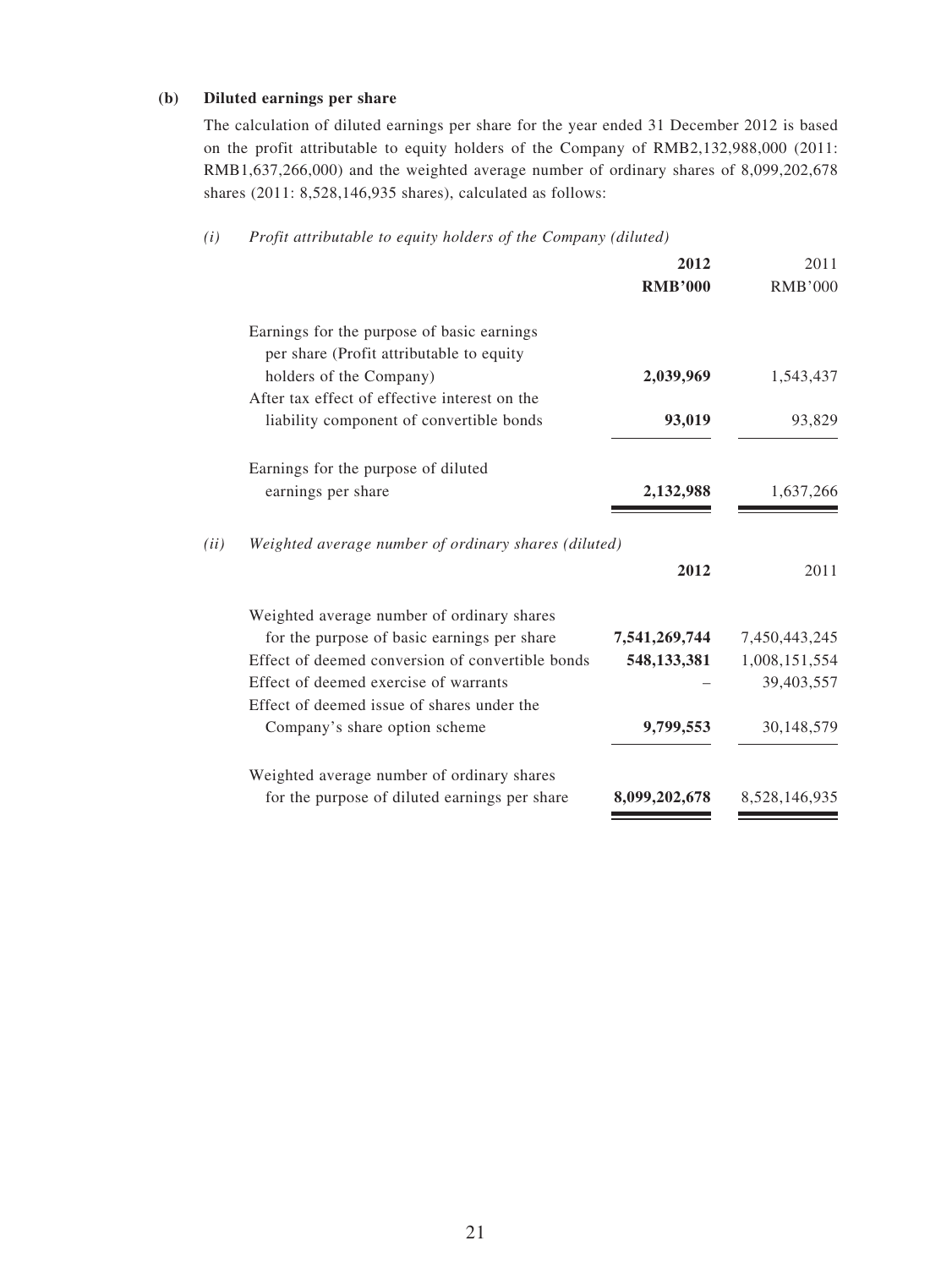**(b) Diluted earnings per share**

The calculation of diluted earnings per share for the year ended 31 December 2012 is based on the profit attributable to equity holders of the Company of RMB2,132,988,000 (2011: RMB1,637,266,000) and the weighted average number of ordinary shares of 8,099,202,678 shares (2011: 8,528,146,935 shares), calculated as follows:

*(i) Profit attributable to equity holders of the Company (diluted)*

| | **2012** | 2011 |
|---|---|---|
| | **RMB'000** | RMB'000 |
| Earnings for the purpose of basic earnings per share (Profit attributable to equity holders of the Company) | **2,039,969** | 1,543,437 |
| After tax effect of effective interest on the liability component of convertible bonds | **93,019** | 93,829 |
| Earnings for the purpose of diluted earnings per share | **2,132,988** | 1,637,266 |

*(ii) Weighted average number of ordinary shares (diluted)*

| | **2012** | 2011 |
|---|---|---|
| Weighted average number of ordinary shares for the purpose of basic earnings per share | **7,541,269,744** | 7,450,443,245 |
| Effect of deemed conversion of convertible bonds | **548,133,381** | 1,008,151,554 |
| Effect of deemed exercise of warrants | – | 39,403,557 |
| Effect of deemed issue of shares under the Company's share option scheme | **9,799,553** | 30,148,579 |
| Weighted average number of ordinary shares for the purpose of diluted earnings per share | **8,099,202,678** | 8,528,146,935 |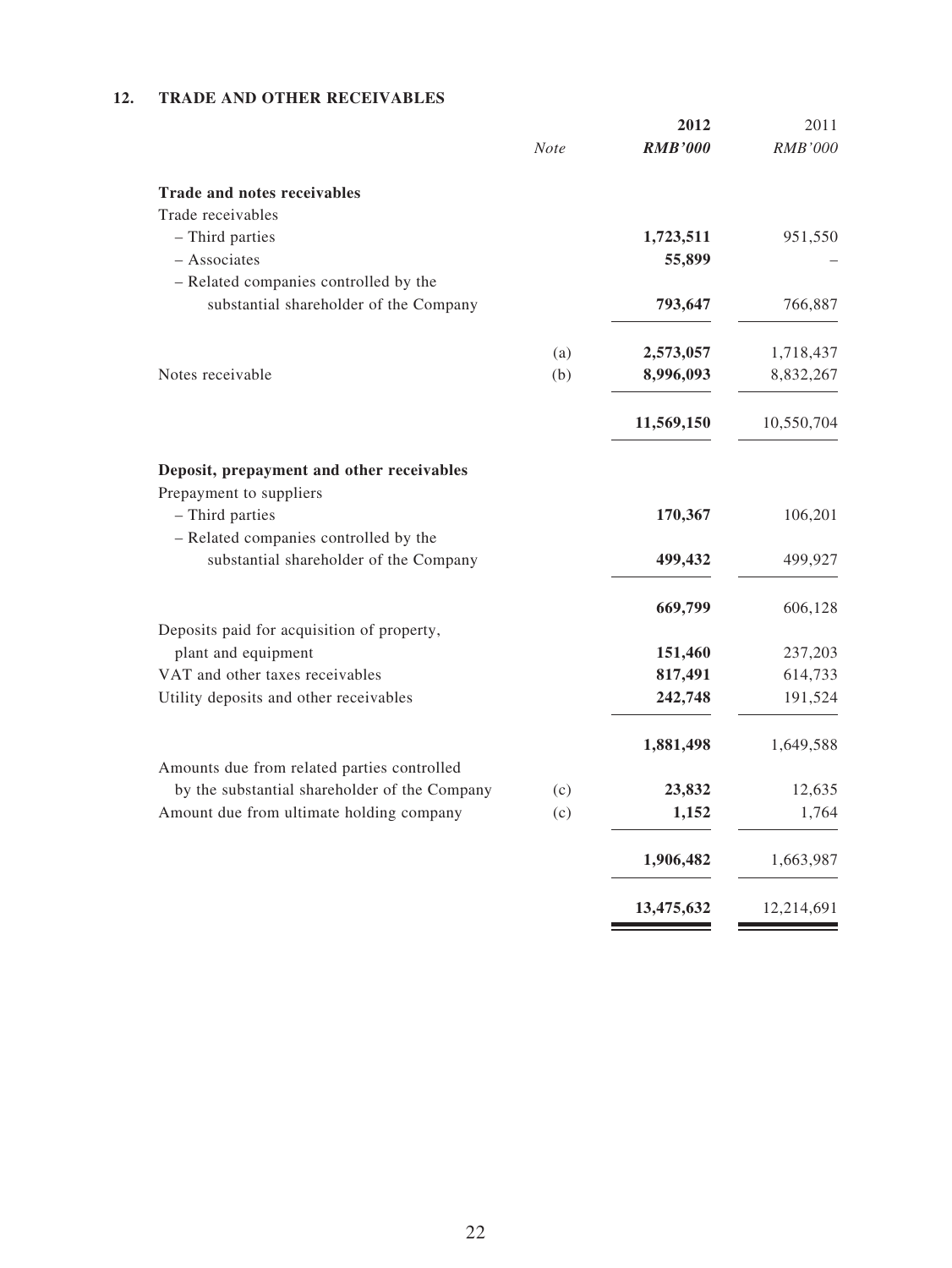## 12. TRADE AND OTHER RECEIVABLES

| | Note | 2012 RMB'000 | 2011 RMB'000 |
|---|---|---|---|
| **Trade and notes receivables** | | | |
| Trade receivables | | | |
| – Third parties | | **1,723,511** | 951,550 |
| – Associates | | **55,899** | – |
| – Related companies controlled by the substantial shareholder of the Company | | **793,647** | 766,887 |
| | (a) | **2,573,057** | 1,718,437 |
| Notes receivable | (b) | **8,996,093** | 8,832,267 |
| | | **11,569,150** | 10,550,704 |
| **Deposit, prepayment and other receivables** | | | |
| Prepayment to suppliers | | | |
| – Third parties | | **170,367** | 106,201 |
| – Related companies controlled by the substantial shareholder of the Company | | **499,432** | 499,927 |
| | | **669,799** | 606,128 |
| Deposits paid for acquisition of property, plant and equipment | | **151,460** | 237,203 |
| VAT and other taxes receivables | | **817,491** | 614,733 |
| Utility deposits and other receivables | | **242,748** | 191,524 |
| | | **1,881,498** | 1,649,588 |
| Amounts due from related parties controlled by the substantial shareholder of the Company | (c) | **23,832** | 12,635 |
| Amount due from ultimate holding company | (c) | **1,152** | 1,764 |
| | | **1,906,482** | 1,663,987 |
| | | **13,475,632** | 12,214,691 |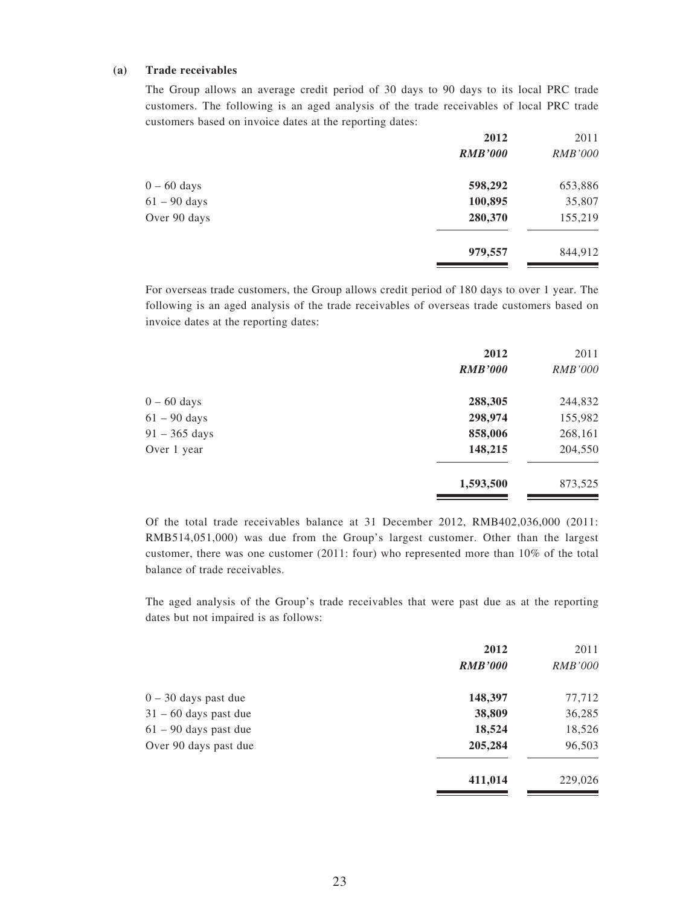**(a) Trade receivables**

The Group allows an average credit period of 30 days to 90 days to its local PRC trade customers. The following is an aged analysis of the trade receivables of local PRC trade customers based on invoice dates at the reporting dates:

| | 2012 | 2011 |
|---|---|---|
| | *RMB'000* | *RMB'000* |
| 0 – 60 days | **598,292** | 653,886 |
| 61 – 90 days | **100,895** | 35,807 |
| Over 90 days | **280,370** | 155,219 |
| | **979,557** | 844,912 |

For overseas trade customers, the Group allows credit period of 180 days to over 1 year. The following is an aged analysis of the trade receivables of overseas trade customers based on invoice dates at the reporting dates:

| | 2012 | 2011 |
|---|---|---|
| | *RMB'000* | *RMB'000* |
| 0 – 60 days | **288,305** | 244,832 |
| 61 – 90 days | **298,974** | 155,982 |
| 91 – 365 days | **858,006** | 268,161 |
| Over 1 year | **148,215** | 204,550 |
| | **1,593,500** | 873,525 |

Of the total trade receivables balance at 31 December 2012, RMB402,036,000 (2011: RMB514,051,000) was due from the Group's largest customer. Other than the largest customer, there was one customer (2011: four) who represented more than 10% of the total balance of trade receivables.

The aged analysis of the Group's trade receivables that were past due as at the reporting dates but not impaired is as follows:

| | 2012 | 2011 |
|---|---|---|
| | *RMB'000* | *RMB'000* |
| 0 – 30 days past due | **148,397** | 77,712 |
| 31 – 60 days past due | **38,809** | 36,285 |
| 61 – 90 days past due | **18,524** | 18,526 |
| Over 90 days past due | **205,284** | 96,503 |
| | **411,014** | 229,026 |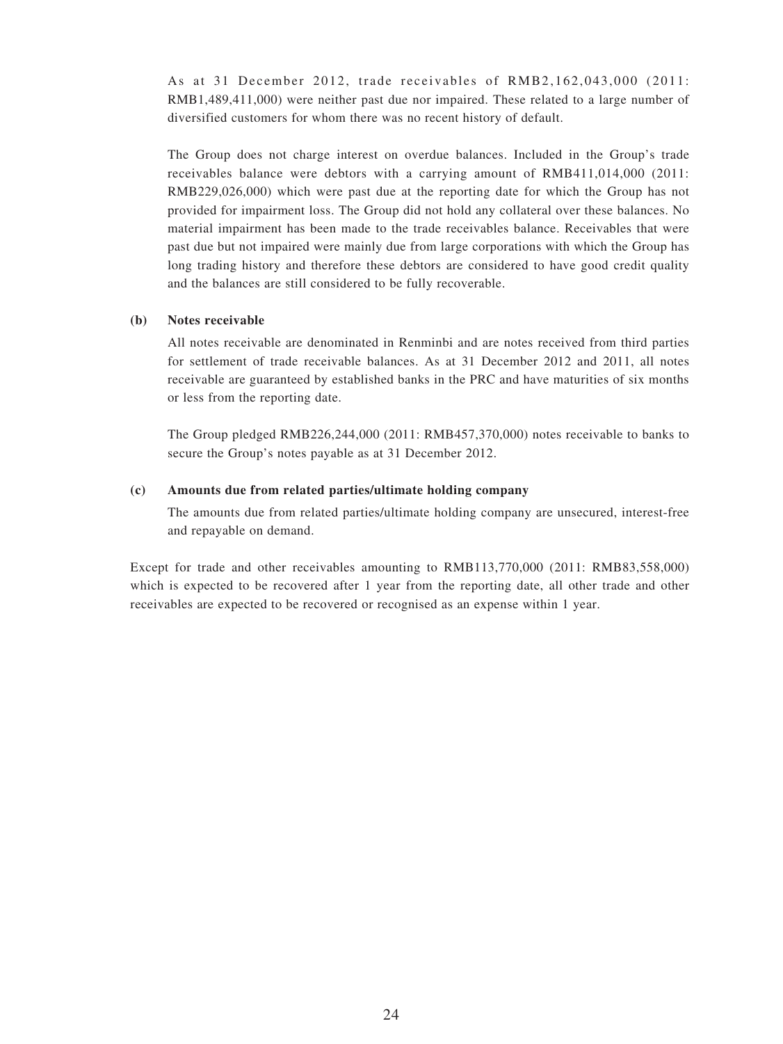As at 31 December 2012, trade receivables of RMB2,162,043,000 (2011: RMB1,489,411,000) were neither past due nor impaired. These related to a large number of diversified customers for whom there was no recent history of default.

The Group does not charge interest on overdue balances. Included in the Group's trade receivables balance were debtors with a carrying amount of RMB411,014,000 (2011: RMB229,026,000) which were past due at the reporting date for which the Group has not provided for impairment loss. The Group did not hold any collateral over these balances. No material impairment has been made to the trade receivables balance. Receivables that were past due but not impaired were mainly due from large corporations with which the Group has long trading history and therefore these debtors are considered to have good credit quality and the balances are still considered to be fully recoverable.

**(b) Notes receivable**

All notes receivable are denominated in Renminbi and are notes received from third parties for settlement of trade receivable balances. As at 31 December 2012 and 2011, all notes receivable are guaranteed by established banks in the PRC and have maturities of six months or less from the reporting date.

The Group pledged RMB226,244,000 (2011: RMB457,370,000) notes receivable to banks to secure the Group's notes payable as at 31 December 2012.

**(c) Amounts due from related parties/ultimate holding company**

The amounts due from related parties/ultimate holding company are unsecured, interest-free and repayable on demand.

Except for trade and other receivables amounting to RMB113,770,000 (2011: RMB83,558,000) which is expected to be recovered after 1 year from the reporting date, all other trade and other receivables are expected to be recovered or recognised as an expense within 1 year.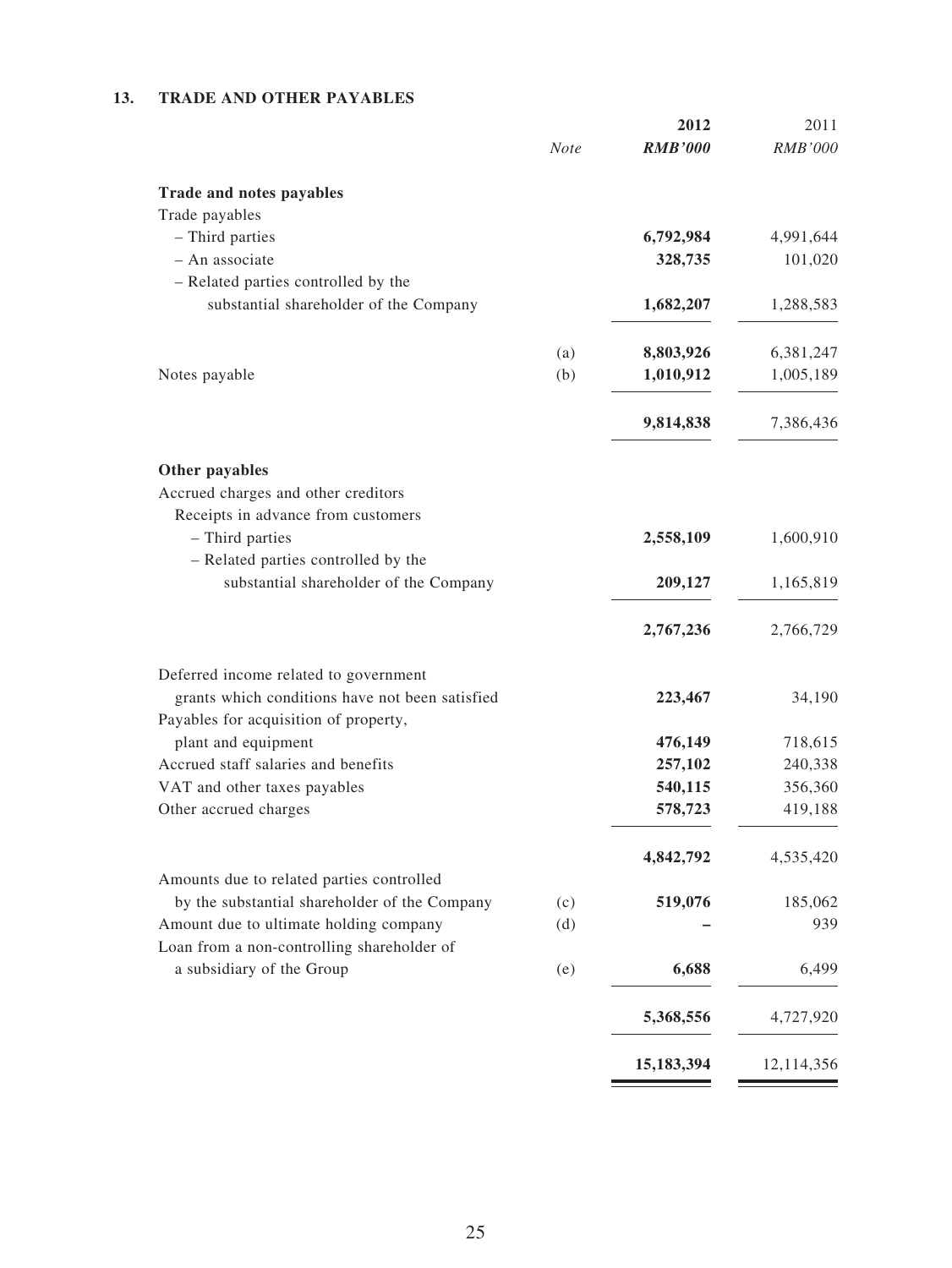## 13. TRADE AND OTHER PAYABLES

| | Note | 2012 RMB'000 | 2011 RMB'000 |
|---|---|---|---|
| **Trade and notes payables** | | | |
| Trade payables | | | |
| – Third parties | | **6,792,984** | 4,991,644 |
| – An associate | | **328,735** | 101,020 |
| – Related parties controlled by the substantial shareholder of the Company | | **1,682,207** | 1,288,583 |
| | (a) | **8,803,926** | 6,381,247 |
| Notes payable | (b) | **1,010,912** | 1,005,189 |
| | | **9,814,838** | 7,386,436 |
| **Other payables** | | | |
| Accrued charges and other creditors | | | |
| Receipts in advance from customers | | | |
| – Third parties | | **2,558,109** | 1,600,910 |
| – Related parties controlled by the substantial shareholder of the Company | | **209,127** | 1,165,819 |
| | | **2,767,236** | 2,766,729 |
| Deferred income related to government grants which conditions have not been satisfied | | **223,467** | 34,190 |
| Payables for acquisition of property, plant and equipment | | **476,149** | 718,615 |
| Accrued staff salaries and benefits | | **257,102** | 240,338 |
| VAT and other taxes payables | | **540,115** | 356,360 |
| Other accrued charges | | **578,723** | 419,188 |
| | | **4,842,792** | 4,535,420 |
| Amounts due to related parties controlled by the substantial shareholder of the Company | (c) | **519,076** | 185,062 |
| Amount due to ultimate holding company | (d) | **–** | 939 |
| Loan from a non-controlling shareholder of a subsidiary of the Group | (e) | **6,688** | 6,499 |
| | | **5,368,556** | 4,727,920 |
| | | **15,183,394** | 12,114,356 |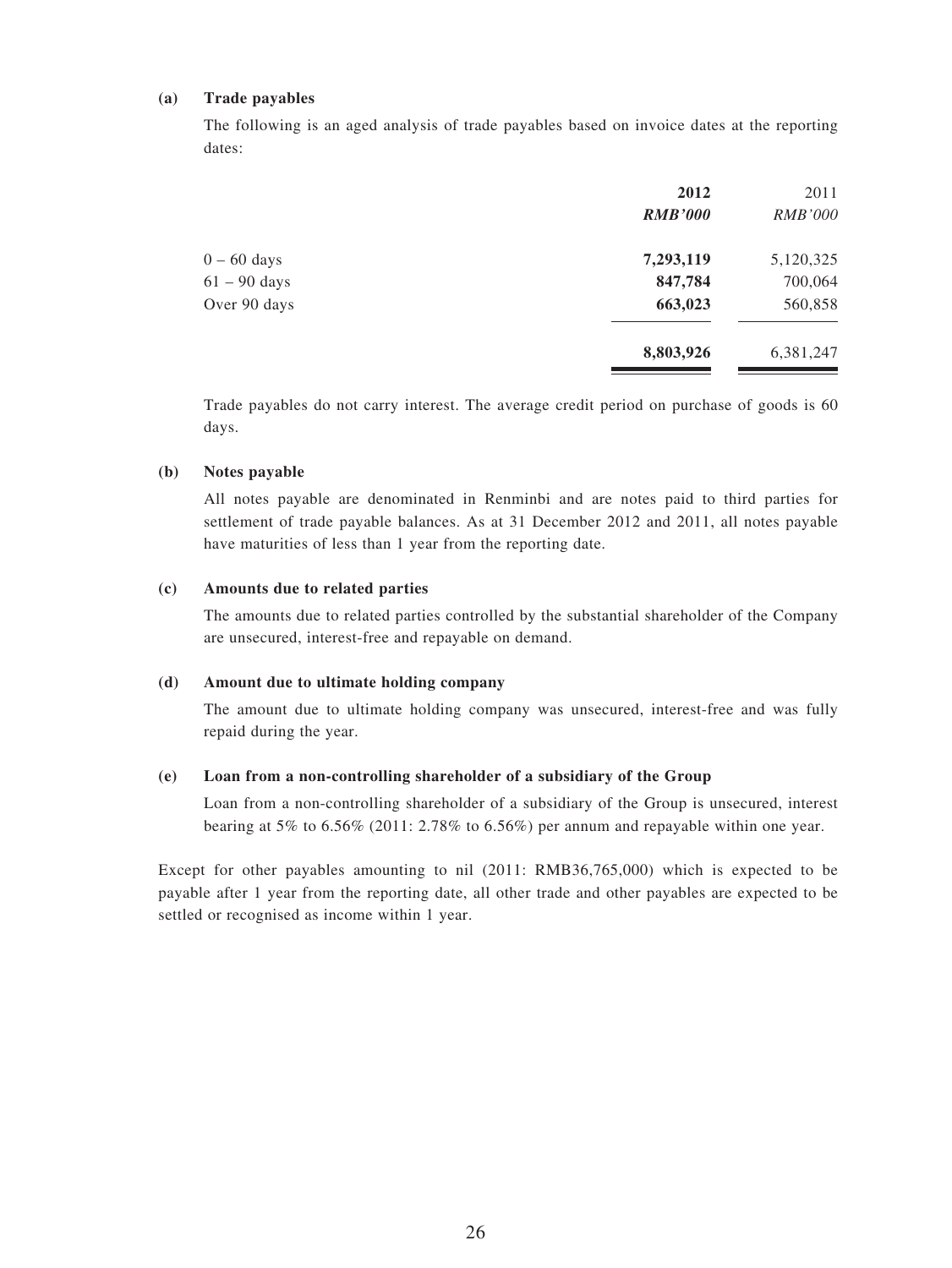**(a) Trade payables**

The following is an aged analysis of trade payables based on invoice dates at the reporting dates:

| | **2012** | 2011 |
|---|---|---|
| | ***RMB'000*** | *RMB'000* |
| 0 – 60 days | **7,293,119** | 5,120,325 |
| 61 – 90 days | **847,784** | 700,064 |
| Over 90 days | **663,023** | 560,858 |
| | **8,803,926** | 6,381,247 |

Trade payables do not carry interest. The average credit period on purchase of goods is 60 days.

**(b) Notes payable**

All notes payable are denominated in Renminbi and are notes paid to third parties for settlement of trade payable balances. As at 31 December 2012 and 2011, all notes payable have maturities of less than 1 year from the reporting date.

**(c) Amounts due to related parties**

The amounts due to related parties controlled by the substantial shareholder of the Company are unsecured, interest-free and repayable on demand.

**(d) Amount due to ultimate holding company**

The amount due to ultimate holding company was unsecured, interest-free and was fully repaid during the year.

**(e) Loan from a non-controlling shareholder of a subsidiary of the Group**

Loan from a non-controlling shareholder of a subsidiary of the Group is unsecured, interest bearing at 5% to 6.56% (2011: 2.78% to 6.56%) per annum and repayable within one year.

Except for other payables amounting to nil (2011: RMB36,765,000) which is expected to be payable after 1 year from the reporting date, all other trade and other payables are expected to be settled or recognised as income within 1 year.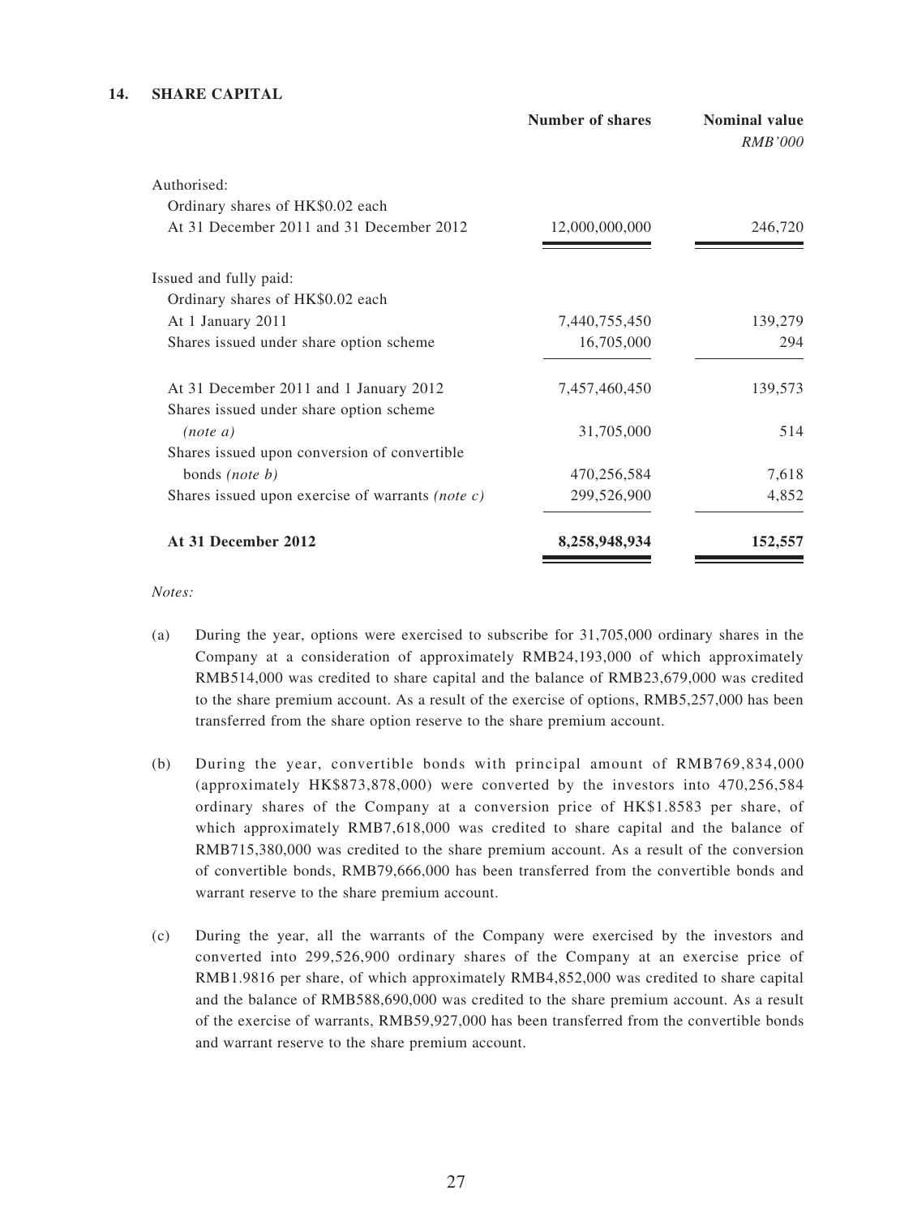## 14. SHARE CAPITAL

| | Number of shares | Nominal value RMB'000 |
|---|---|---|
| Authorised: | | |
| Ordinary shares of HK$0.02 each | | |
| At 31 December 2011 and 31 December 2012 | 12,000,000,000 | 246,720 |
| Issued and fully paid: | | |
| Ordinary shares of HK$0.02 each | | |
| At 1 January 2011 | 7,440,755,450 | 139,279 |
| Shares issued under share option scheme | 16,705,000 | 294 |
| At 31 December 2011 and 1 January 2012 | 7,457,460,450 | 139,573 |
| Shares issued under share option scheme *(note a)* | 31,705,000 | 514 |
| Shares issued upon conversion of convertible bonds *(note b)* | 470,256,584 | 7,618 |
| Shares issued upon exercise of warrants *(note c)* | 299,526,900 | 4,852 |
| **At 31 December 2012** | **8,258,948,934** | **152,557** |

*Notes:*

(a) During the year, options were exercised to subscribe for 31,705,000 ordinary shares in the Company at a consideration of approximately RMB24,193,000 of which approximately RMB514,000 was credited to share capital and the balance of RMB23,679,000 was credited to the share premium account. As a result of the exercise of options, RMB5,257,000 has been transferred from the share option reserve to the share premium account.

(b) During the year, convertible bonds with principal amount of RMB769,834,000 (approximately HK$873,878,000) were converted by the investors into 470,256,584 ordinary shares of the Company at a conversion price of HK$1.8583 per share, of which approximately RMB7,618,000 was credited to share capital and the balance of RMB715,380,000 was credited to the share premium account. As a result of the conversion of convertible bonds, RMB79,666,000 has been transferred from the convertible bonds and warrant reserve to the share premium account.

(c) During the year, all the warrants of the Company were exercised by the investors and converted into 299,526,900 ordinary shares of the Company at an exercise price of RMB1.9816 per share, of which approximately RMB4,852,000 was credited to share capital and the balance of RMB588,690,000 was credited to the share premium account. As a result of the exercise of warrants, RMB59,927,000 has been transferred from the convertible bonds and warrant reserve to the share premium account.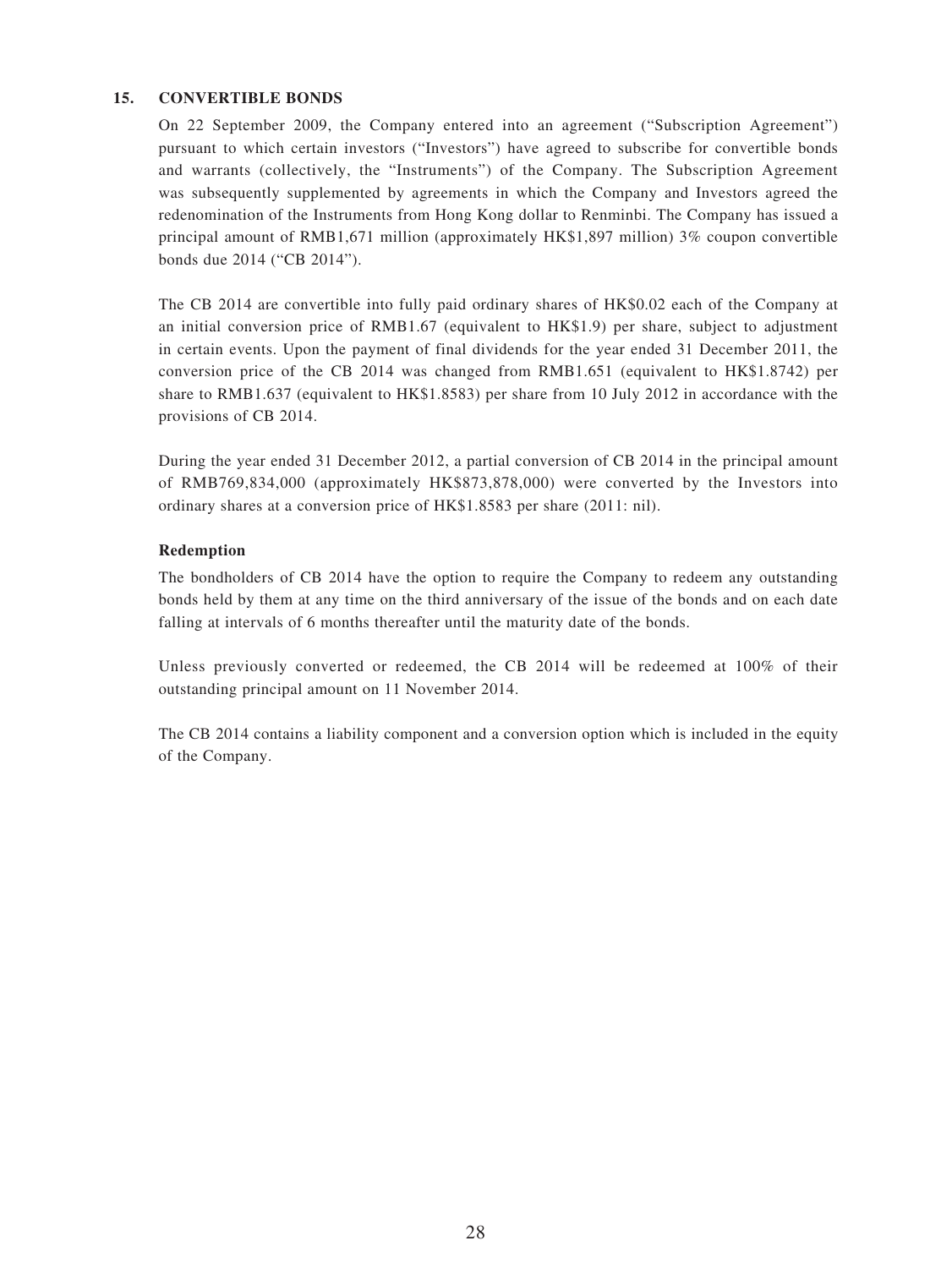## 15. CONVERTIBLE BONDS

On 22 September 2009, the Company entered into an agreement ("Subscription Agreement") pursuant to which certain investors ("Investors") have agreed to subscribe for convertible bonds and warrants (collectively, the "Instruments") of the Company. The Subscription Agreement was subsequently supplemented by agreements in which the Company and Investors agreed the redenomination of the Instruments from Hong Kong dollar to Renminbi. The Company has issued a principal amount of RMB1,671 million (approximately HK$1,897 million) 3% coupon convertible bonds due 2014 ("CB 2014").

The CB 2014 are convertible into fully paid ordinary shares of HK$0.02 each of the Company at an initial conversion price of RMB1.67 (equivalent to HK$1.9) per share, subject to adjustment in certain events. Upon the payment of final dividends for the year ended 31 December 2011, the conversion price of the CB 2014 was changed from RMB1.651 (equivalent to HK$1.8742) per share to RMB1.637 (equivalent to HK$1.8583) per share from 10 July 2012 in accordance with the provisions of CB 2014.

During the year ended 31 December 2012, a partial conversion of CB 2014 in the principal amount of RMB769,834,000 (approximately HK$873,878,000) were converted by the Investors into ordinary shares at a conversion price of HK$1.8583 per share (2011: nil).

**Redemption**

The bondholders of CB 2014 have the option to require the Company to redeem any outstanding bonds held by them at any time on the third anniversary of the issue of the bonds and on each date falling at intervals of 6 months thereafter until the maturity date of the bonds.

Unless previously converted or redeemed, the CB 2014 will be redeemed at 100% of their outstanding principal amount on 11 November 2014.

The CB 2014 contains a liability component and a conversion option which is included in the equity of the Company.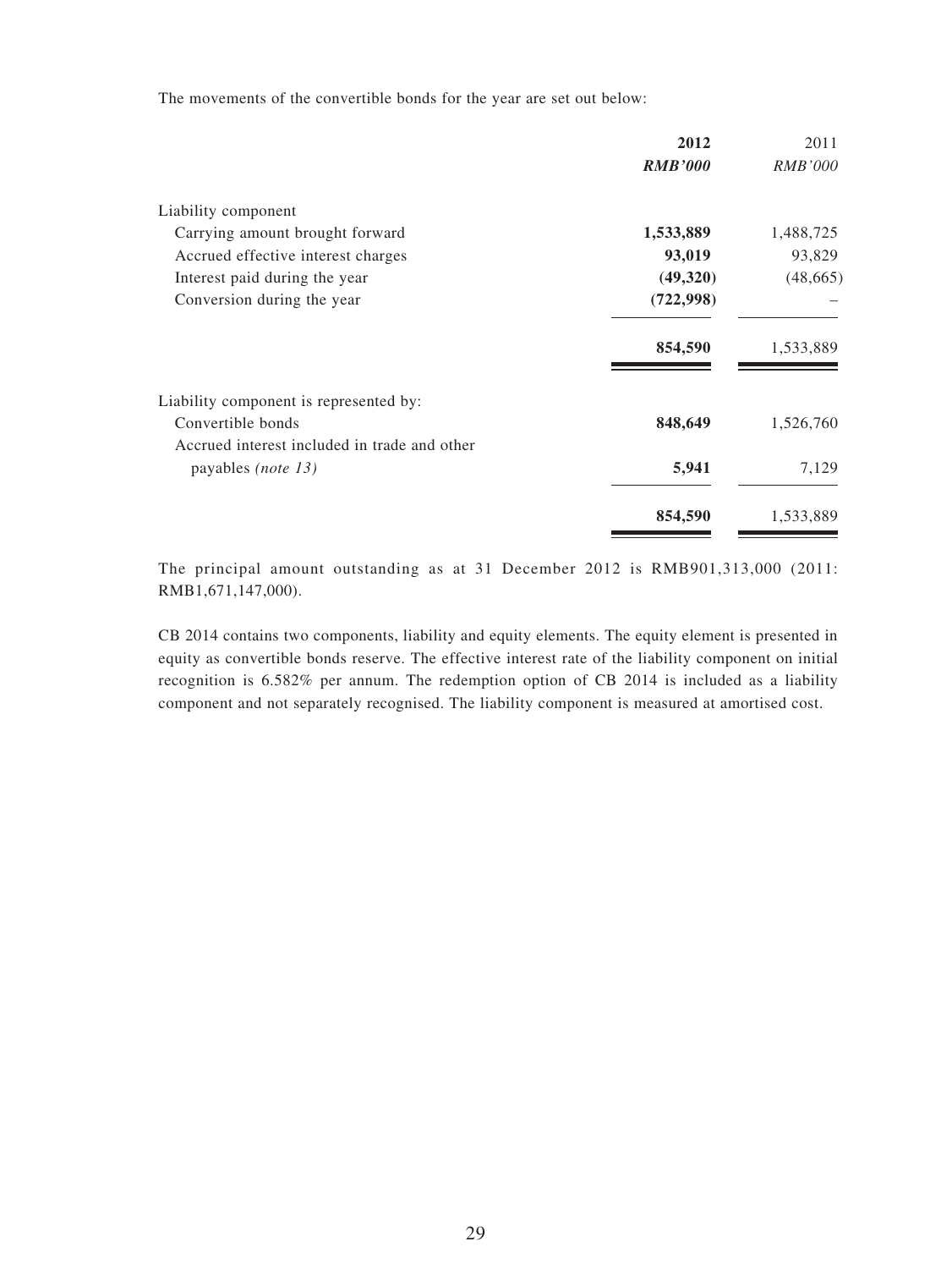The movements of the convertible bonds for the year are set out below:

| | 2012 | 2011 |
|---|---|---|
| | *RMB'000* | *RMB'000* |
| Liability component | | |
| Carrying amount brought forward | **1,533,889** | 1,488,725 |
| Accrued effective interest charges | **93,019** | 93,829 |
| Interest paid during the year | **(49,320)** | (48,665) |
| Conversion during the year | **(722,998)** | – |
| | **854,590** | 1,533,889 |
| Liability component is represented by: | | |
| Convertible bonds | **848,649** | 1,526,760 |
| Accrued interest included in trade and other payables *(note 13)* | **5,941** | 7,129 |
| | **854,590** | 1,533,889 |

The principal amount outstanding as at 31 December 2012 is RMB901,313,000 (2011: RMB1,671,147,000).

CB 2014 contains two components, liability and equity elements. The equity element is presented in equity as convertible bonds reserve. The effective interest rate of the liability component on initial recognition is 6.582% per annum. The redemption option of CB 2014 is included as a liability component and not separately recognised. The liability component is measured at amortised cost.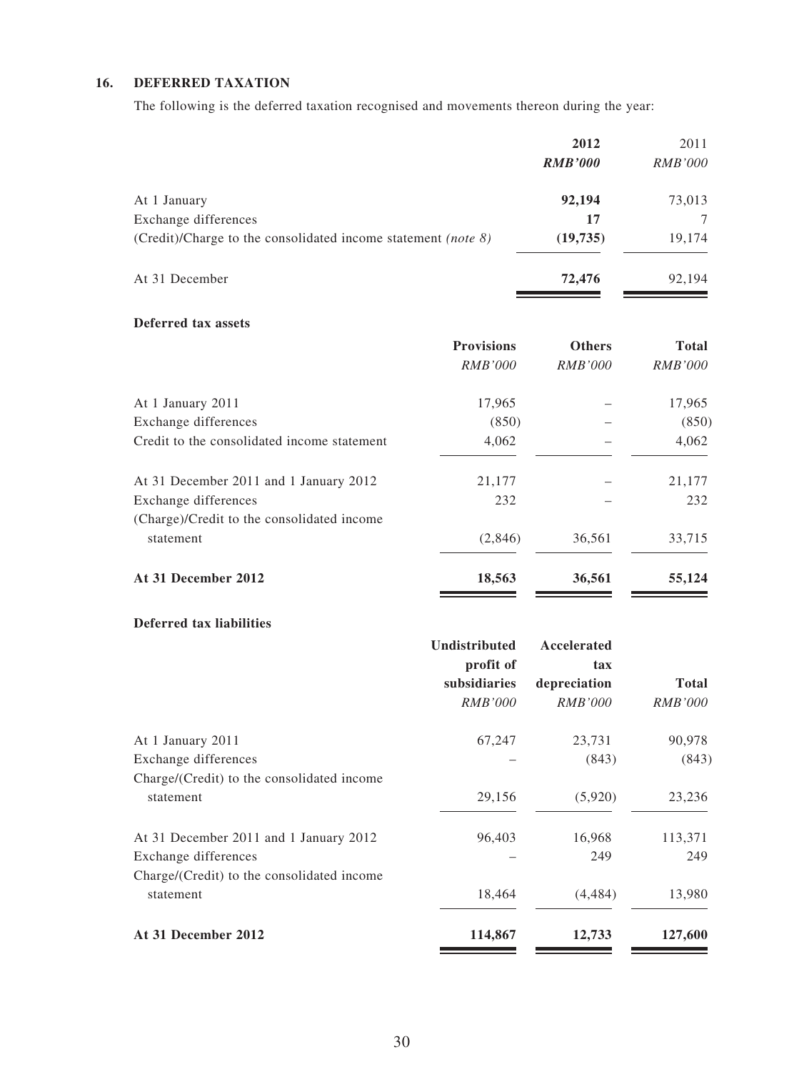## 16. DEFERRED TAXATION

The following is the deferred taxation recognised and movements thereon during the year:

| | **2012** | 2011 |
|---|---|---|
| | ***RMB'000*** | *RMB'000* |
| At 1 January | **92,194** | 73,013 |
| Exchange differences | **17** | 7 |
| (Credit)/Charge to the consolidated income statement *(note 8)* | **(19,735)** | 19,174 |
| At 31 December | **72,476** | 92,194 |

**Deferred tax assets**

| | **Provisions** | **Others** | **Total** |
|---|---|---|---|
| | *RMB'000* | *RMB'000* | *RMB'000* |
| At 1 January 2011 | 17,965 | – | 17,965 |
| Exchange differences | (850) | – | (850) |
| Credit to the consolidated income statement | 4,062 | – | 4,062 |
| At 31 December 2011 and 1 January 2012 | 21,177 | – | 21,177 |
| Exchange differences | 232 | – | 232 |
| (Charge)/Credit to the consolidated income statement | (2,846) | 36,561 | 33,715 |
| **At 31 December 2012** | **18,563** | **36,561** | **55,124** |

**Deferred tax liabilities**

| | **Undistributed profit of subsidiaries** | **Accelerated tax depreciation** | **Total** |
|---|---|---|---|
| | *RMB'000* | *RMB'000* | *RMB'000* |
| At 1 January 2011 | 67,247 | 23,731 | 90,978 |
| Exchange differences | – | (843) | (843) |
| Charge/(Credit) to the consolidated income statement | 29,156 | (5,920) | 23,236 |
| At 31 December 2011 and 1 January 2012 | 96,403 | 16,968 | 113,371 |
| Exchange differences | – | 249 | 249 |
| Charge/(Credit) to the consolidated income statement | 18,464 | (4,484) | 13,980 |
| **At 31 December 2012** | **114,867** | **12,733** | **127,600** |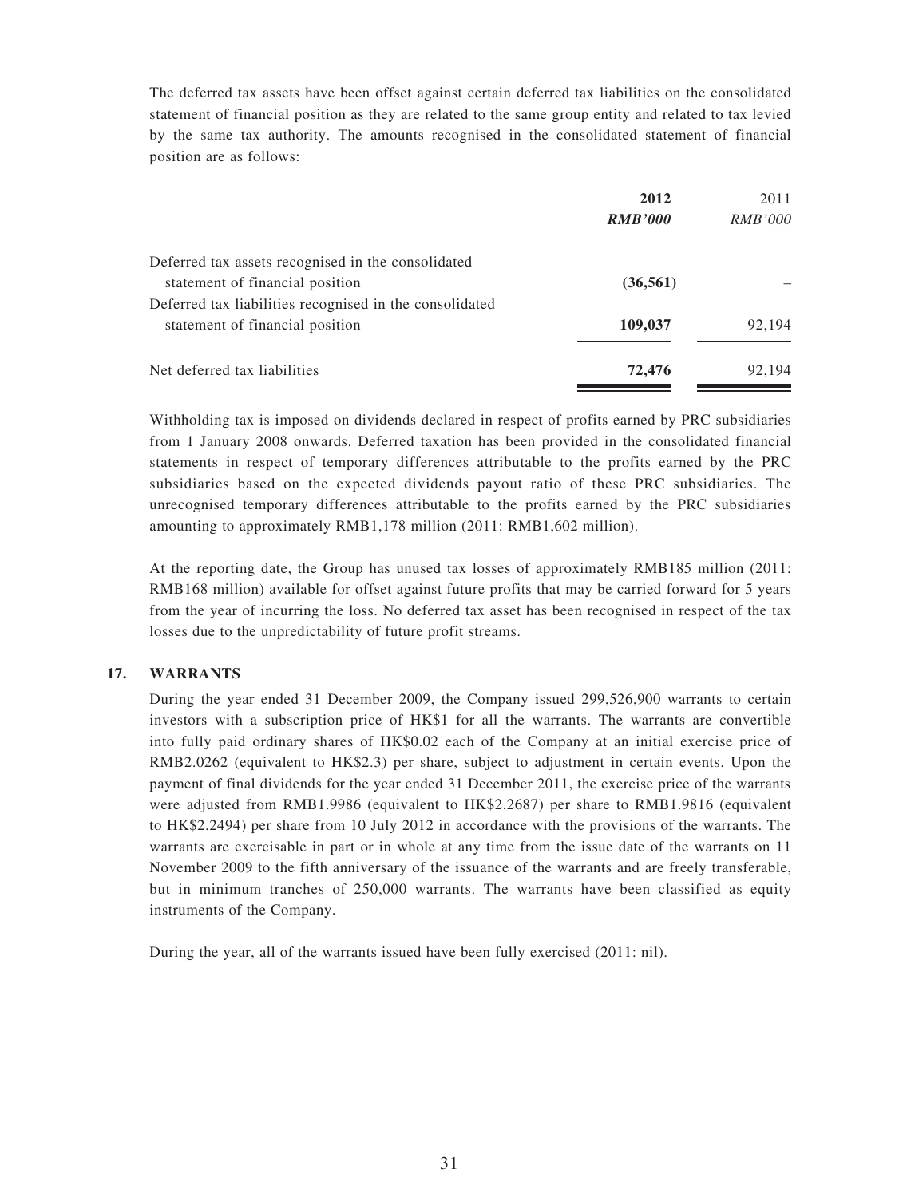The deferred tax assets have been offset against certain deferred tax liabilities on the consolidated statement of financial position as they are related to the same group entity and related to tax levied by the same tax authority. The amounts recognised in the consolidated statement of financial position are as follows:

| | 2012 | 2011 |
|---|---|---|
| | ***RMB'000*** | *RMB'000* |
| Deferred tax assets recognised in the consolidated statement of financial position | **(36,561)** | – |
| Deferred tax liabilities recognised in the consolidated statement of financial position | **109,037** | 92,194 |
| Net deferred tax liabilities | **72,476** | 92,194 |

Withholding tax is imposed on dividends declared in respect of profits earned by PRC subsidiaries from 1 January 2008 onwards. Deferred taxation has been provided in the consolidated financial statements in respect of temporary differences attributable to the profits earned by the PRC subsidiaries based on the expected dividends payout ratio of these PRC subsidiaries. The unrecognised temporary differences attributable to the profits earned by the PRC subsidiaries amounting to approximately RMB1,178 million (2011: RMB1,602 million).

At the reporting date, the Group has unused tax losses of approximately RMB185 million (2011: RMB168 million) available for offset against future profits that may be carried forward for 5 years from the year of incurring the loss. No deferred tax asset has been recognised in respect of the tax losses due to the unpredictability of future profit streams.

## 17. WARRANTS

During the year ended 31 December 2009, the Company issued 299,526,900 warrants to certain investors with a subscription price of HK$1 for all the warrants. The warrants are convertible into fully paid ordinary shares of HK$0.02 each of the Company at an initial exercise price of RMB2.0262 (equivalent to HK$2.3) per share, subject to adjustment in certain events. Upon the payment of final dividends for the year ended 31 December 2011, the exercise price of the warrants were adjusted from RMB1.9986 (equivalent to HK$2.2687) per share to RMB1.9816 (equivalent to HK$2.2494) per share from 10 July 2012 in accordance with the provisions of the warrants. The warrants are exercisable in part or in whole at any time from the issue date of the warrants on 11 November 2009 to the fifth anniversary of the issuance of the warrants and are freely transferable, but in minimum tranches of 250,000 warrants. The warrants have been classified as equity instruments of the Company.

During the year, all of the warrants issued have been fully exercised (2011: nil).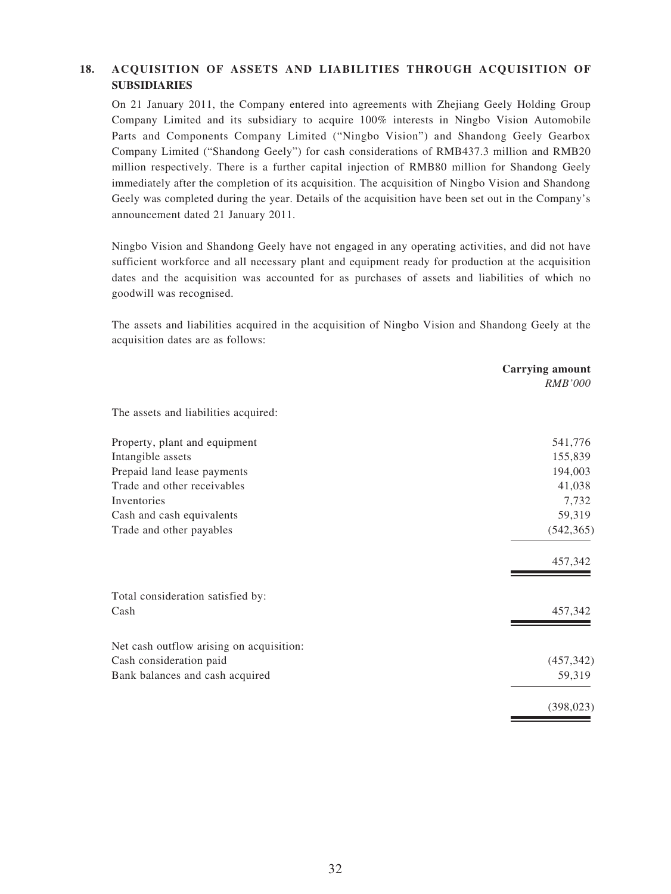## 18. ACQUISITION OF ASSETS AND LIABILITIES THROUGH ACQUISITION OF SUBSIDIARIES

On 21 January 2011, the Company entered into agreements with Zhejiang Geely Holding Group Company Limited and its subsidiary to acquire 100% interests in Ningbo Vision Automobile Parts and Components Company Limited ("Ningbo Vision") and Shandong Geely Gearbox Company Limited ("Shandong Geely") for cash considerations of RMB437.3 million and RMB20 million respectively. There is a further capital injection of RMB80 million for Shandong Geely immediately after the completion of its acquisition. The acquisition of Ningbo Vision and Shandong Geely was completed during the year. Details of the acquisition have been set out in the Company's announcement dated 21 January 2011.

Ningbo Vision and Shandong Geely have not engaged in any operating activities, and did not have sufficient workforce and all necessary plant and equipment ready for production at the acquisition dates and the acquisition was accounted for as purchases of assets and liabilities of which no goodwill was recognised.

The assets and liabilities acquired in the acquisition of Ningbo Vision and Shandong Geely at the acquisition dates are as follows:

| | **Carrying amount** *RMB'000* |
|---|---|
| The assets and liabilities acquired: | |
| Property, plant and equipment | 541,776 |
| Intangible assets | 155,839 |
| Prepaid land lease payments | 194,003 |
| Trade and other receivables | 41,038 |
| Inventories | 7,732 |
| Cash and cash equivalents | 59,319 |
| Trade and other payables | (542,365) |
| | 457,342 |
| Total consideration satisfied by: | |
| Cash | 457,342 |
| Net cash outflow arising on acquisition: | |
| Cash consideration paid | (457,342) |
| Bank balances and cash acquired | 59,319 |
| | (398,023) |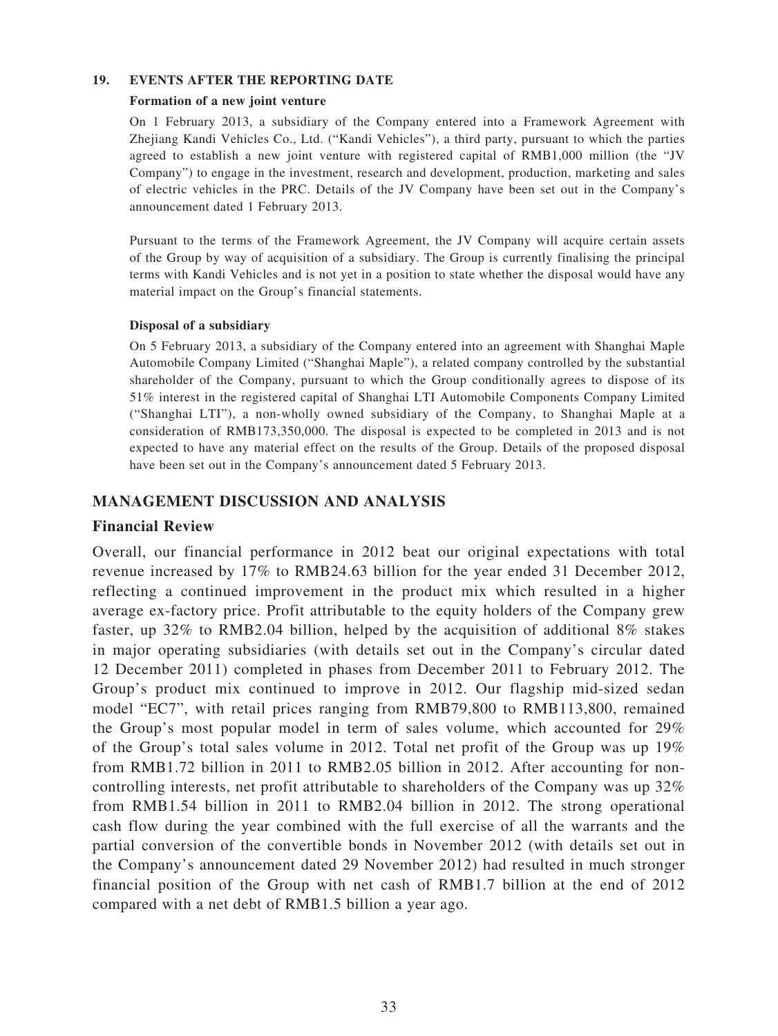### 19. EVENTS AFTER THE REPORTING DATE

**Formation of a new joint venture**

On 1 February 2013, a subsidiary of the Company entered into a Framework Agreement with Zhejiang Kandi Vehicles Co., Ltd. ("Kandi Vehicles"), a third party, pursuant to which the parties agreed to establish a new joint venture with registered capital of RMB1,000 million (the "JV Company") to engage in the investment, research and development, production, marketing and sales of electric vehicles in the PRC. Details of the JV Company have been set out in the Company's announcement dated 1 February 2013.

Pursuant to the terms of the Framework Agreement, the JV Company will acquire certain assets of the Group by way of acquisition of a subsidiary. The Group is currently finalising the principal terms with Kandi Vehicles and is not yet in a position to state whether the disposal would have any material impact on the Group's financial statements.

**Disposal of a subsidiary**

On 5 February 2013, a subsidiary of the Company entered into an agreement with Shanghai Maple Automobile Company Limited ("Shanghai Maple"), a related company controlled by the substantial shareholder of the Company, pursuant to which the Group conditionally agrees to dispose of its 51% interest in the registered capital of Shanghai LTI Automobile Components Company Limited ("Shanghai LTI"), a non-wholly owned subsidiary of the Company, to Shanghai Maple at a consideration of RMB173,350,000. The disposal is expected to be completed in 2013 and is not expected to have any material effect on the results of the Group. Details of the proposed disposal have been set out in the Company's announcement dated 5 February 2013.

## MANAGEMENT DISCUSSION AND ANALYSIS

### Financial Review

Overall, our financial performance in 2012 beat our original expectations with total revenue increased by 17% to RMB24.63 billion for the year ended 31 December 2012, reflecting a continued improvement in the product mix which resulted in a higher average ex-factory price. Profit attributable to the equity holders of the Company grew faster, up 32% to RMB2.04 billion, helped by the acquisition of additional 8% stakes in major operating subsidiaries (with details set out in the Company's circular dated 12 December 2011) completed in phases from December 2011 to February 2012. The Group's product mix continued to improve in 2012. Our flagship mid-sized sedan model "EC7", with retail prices ranging from RMB79,800 to RMB113,800, remained the Group's most popular model in term of sales volume, which accounted for 29% of the Group's total sales volume in 2012. Total net profit of the Group was up 19% from RMB1.72 billion in 2011 to RMB2.05 billion in 2012. After accounting for non-controlling interests, net profit attributable to shareholders of the Company was up 32% from RMB1.54 billion in 2011 to RMB2.04 billion in 2012. The strong operational cash flow during the year combined with the full exercise of all the warrants and the partial conversion of the convertible bonds in November 2012 (with details set out in the Company's announcement dated 29 November 2012) had resulted in much stronger financial position of the Group with net cash of RMB1.7 billion at the end of 2012 compared with a net debt of RMB1.5 billion a year ago.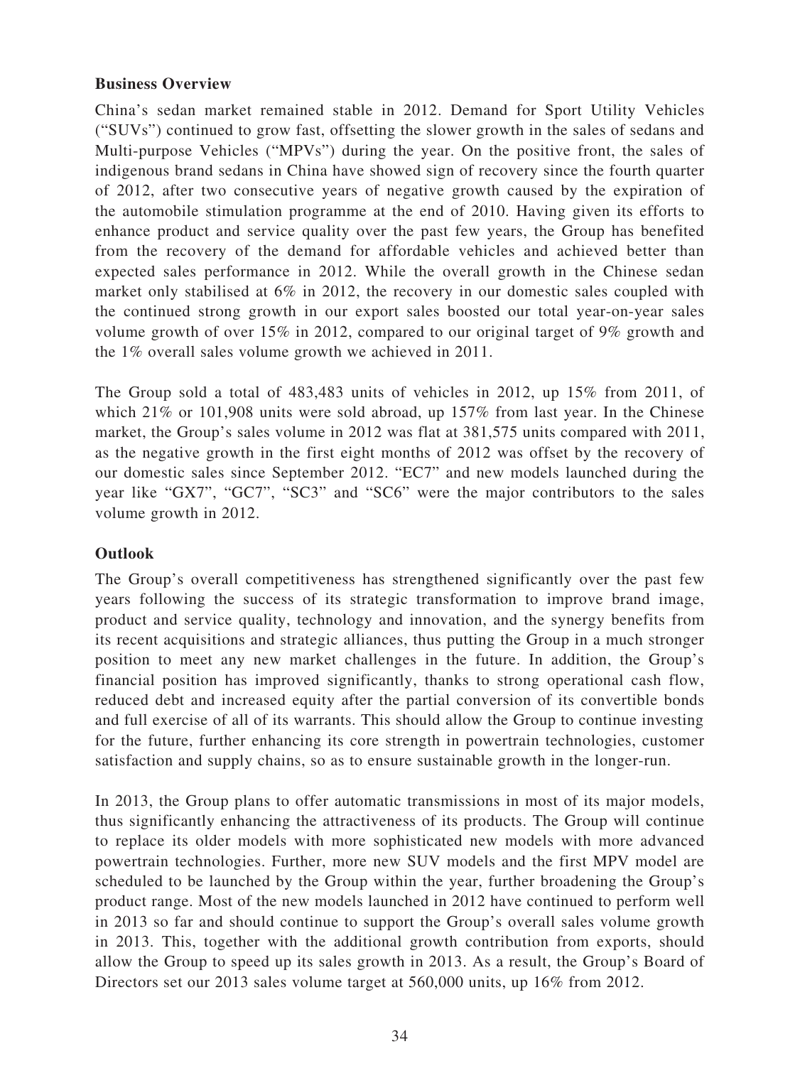## Business Overview

China's sedan market remained stable in 2012. Demand for Sport Utility Vehicles ("SUVs") continued to grow fast, offsetting the slower growth in the sales of sedans and Multi-purpose Vehicles ("MPVs") during the year. On the positive front, the sales of indigenous brand sedans in China have showed sign of recovery since the fourth quarter of 2012, after two consecutive years of negative growth caused by the expiration of the automobile stimulation programme at the end of 2010. Having given its efforts to enhance product and service quality over the past few years, the Group has benefited from the recovery of the demand for affordable vehicles and achieved better than expected sales performance in 2012. While the overall growth in the Chinese sedan market only stabilised at 6% in 2012, the recovery in our domestic sales coupled with the continued strong growth in our export sales boosted our total year-on-year sales volume growth of over 15% in 2012, compared to our original target of 9% growth and the 1% overall sales volume growth we achieved in 2011.

The Group sold a total of 483,483 units of vehicles in 2012, up 15% from 2011, of which 21% or 101,908 units were sold abroad, up 157% from last year. In the Chinese market, the Group's sales volume in 2012 was flat at 381,575 units compared with 2011, as the negative growth in the first eight months of 2012 was offset by the recovery of our domestic sales since September 2012. "EC7" and new models launched during the year like "GX7", "GC7", "SC3" and "SC6" were the major contributors to the sales volume growth in 2012.

## Outlook

The Group's overall competitiveness has strengthened significantly over the past few years following the success of its strategic transformation to improve brand image, product and service quality, technology and innovation, and the synergy benefits from its recent acquisitions and strategic alliances, thus putting the Group in a much stronger position to meet any new market challenges in the future. In addition, the Group's financial position has improved significantly, thanks to strong operational cash flow, reduced debt and increased equity after the partial conversion of its convertible bonds and full exercise of all of its warrants. This should allow the Group to continue investing for the future, further enhancing its core strength in powertrain technologies, customer satisfaction and supply chains, so as to ensure sustainable growth in the longer-run.

In 2013, the Group plans to offer automatic transmissions in most of its major models, thus significantly enhancing the attractiveness of its products. The Group will continue to replace its older models with more sophisticated new models with more advanced powertrain technologies. Further, more new SUV models and the first MPV model are scheduled to be launched by the Group within the year, further broadening the Group's product range. Most of the new models launched in 2012 have continued to perform well in 2013 so far and should continue to support the Group's overall sales volume growth in 2013. This, together with the additional growth contribution from exports, should allow the Group to speed up its sales growth in 2013. As a result, the Group's Board of Directors set our 2013 sales volume target at 560,000 units, up 16% from 2012.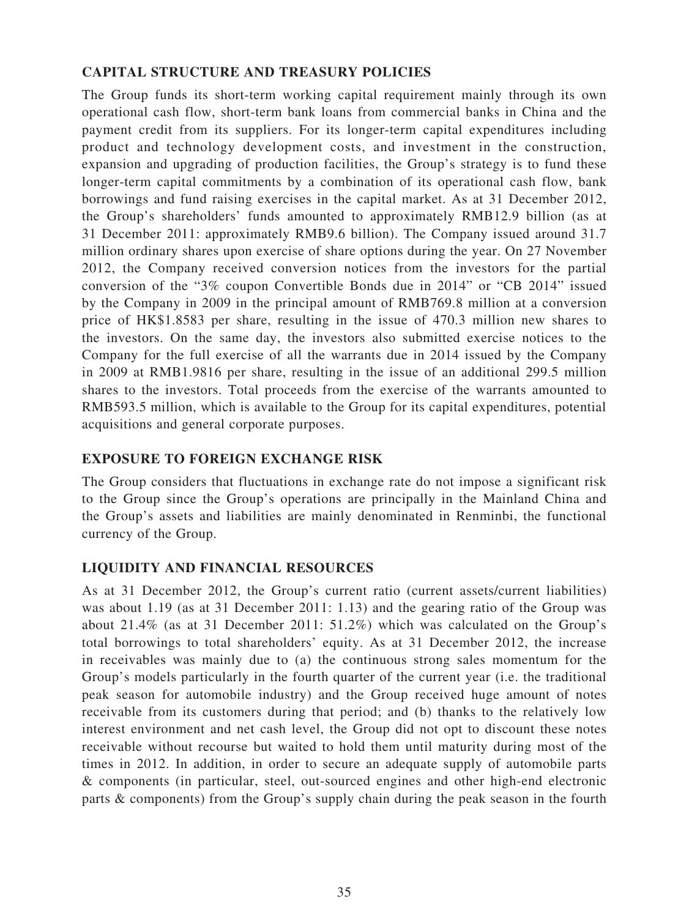**CAPITAL STRUCTURE AND TREASURY POLICIES**

The Group funds its short-term working capital requirement mainly through its own operational cash flow, short-term bank loans from commercial banks in China and the payment credit from its suppliers. For its longer-term capital expenditures including product and technology development costs, and investment in the construction, expansion and upgrading of production facilities, the Group's strategy is to fund these longer-term capital commitments by a combination of its operational cash flow, bank borrowings and fund raising exercises in the capital market. As at 31 December 2012, the Group's shareholders' funds amounted to approximately RMB12.9 billion (as at 31 December 2011: approximately RMB9.6 billion). The Company issued around 31.7 million ordinary shares upon exercise of share options during the year. On 27 November 2012, the Company received conversion notices from the investors for the partial conversion of the "3% coupon Convertible Bonds due in 2014" or "CB 2014" issued by the Company in 2009 in the principal amount of RMB769.8 million at a conversion price of HK$1.8583 per share, resulting in the issue of 470.3 million new shares to the investors. On the same day, the investors also submitted exercise notices to the Company for the full exercise of all the warrants due in 2014 issued by the Company in 2009 at RMB1.9816 per share, resulting in the issue of an additional 299.5 million shares to the investors. Total proceeds from the exercise of the warrants amounted to RMB593.5 million, which is available to the Group for its capital expenditures, potential acquisitions and general corporate purposes.

**EXPOSURE TO FOREIGN EXCHANGE RISK**

The Group considers that fluctuations in exchange rate do not impose a significant risk to the Group since the Group's operations are principally in the Mainland China and the Group's assets and liabilities are mainly denominated in Renminbi, the functional currency of the Group.

**LIQUIDITY AND FINANCIAL RESOURCES**

As at 31 December 2012, the Group's current ratio (current assets/current liabilities) was about 1.19 (as at 31 December 2011: 1.13) and the gearing ratio of the Group was about 21.4% (as at 31 December 2011: 51.2%) which was calculated on the Group's total borrowings to total shareholders' equity. As at 31 December 2012, the increase in receivables was mainly due to (a) the continuous strong sales momentum for the Group's models particularly in the fourth quarter of the current year (i.e. the traditional peak season for automobile industry) and the Group received huge amount of notes receivable from its customers during that period; and (b) thanks to the relatively low interest environment and net cash level, the Group did not opt to discount these notes receivable without recourse but waited to hold them until maturity during most of the times in 2012. In addition, in order to secure an adequate supply of automobile parts & components (in particular, steel, out-sourced engines and other high-end electronic parts & components) from the Group's supply chain during the peak season in the fourth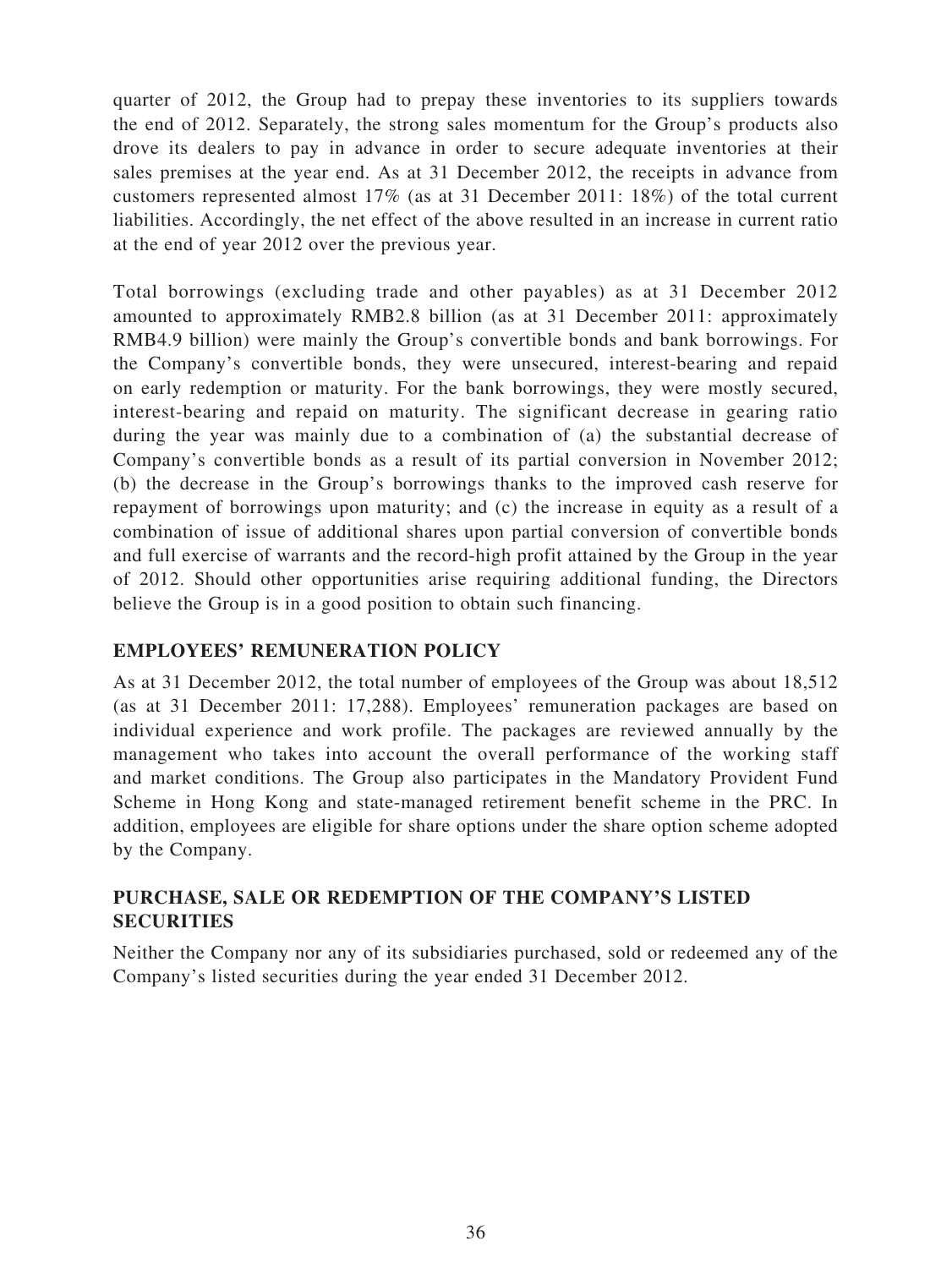quarter of 2012, the Group had to prepay these inventories to its suppliers towards the end of 2012. Separately, the strong sales momentum for the Group's products also drove its dealers to pay in advance in order to secure adequate inventories at their sales premises at the year end. As at 31 December 2012, the receipts in advance from customers represented almost 17% (as at 31 December 2011: 18%) of the total current liabilities. Accordingly, the net effect of the above resulted in an increase in current ratio at the end of year 2012 over the previous year.

Total borrowings (excluding trade and other payables) as at 31 December 2012 amounted to approximately RMB2.8 billion (as at 31 December 2011: approximately RMB4.9 billion) were mainly the Group's convertible bonds and bank borrowings. For the Company's convertible bonds, they were unsecured, interest-bearing and repaid on early redemption or maturity. For the bank borrowings, they were mostly secured, interest-bearing and repaid on maturity. The significant decrease in gearing ratio during the year was mainly due to a combination of (a) the substantial decrease of Company's convertible bonds as a result of its partial conversion in November 2012; (b) the decrease in the Group's borrowings thanks to the improved cash reserve for repayment of borrowings upon maturity; and (c) the increase in equity as a result of a combination of issue of additional shares upon partial conversion of convertible bonds and full exercise of warrants and the record-high profit attained by the Group in the year of 2012. Should other opportunities arise requiring additional funding, the Directors believe the Group is in a good position to obtain such financing.

## EMPLOYEES' REMUNERATION POLICY

As at 31 December 2012, the total number of employees of the Group was about 18,512 (as at 31 December 2011: 17,288). Employees' remuneration packages are based on individual experience and work profile. The packages are reviewed annually by the management who takes into account the overall performance of the working staff and market conditions. The Group also participates in the Mandatory Provident Fund Scheme in Hong Kong and state-managed retirement benefit scheme in the PRC. In addition, employees are eligible for share options under the share option scheme adopted by the Company.

## PURCHASE, SALE OR REDEMPTION OF THE COMPANY'S LISTED SECURITIES

Neither the Company nor any of its subsidiaries purchased, sold or redeemed any of the Company's listed securities during the year ended 31 December 2012.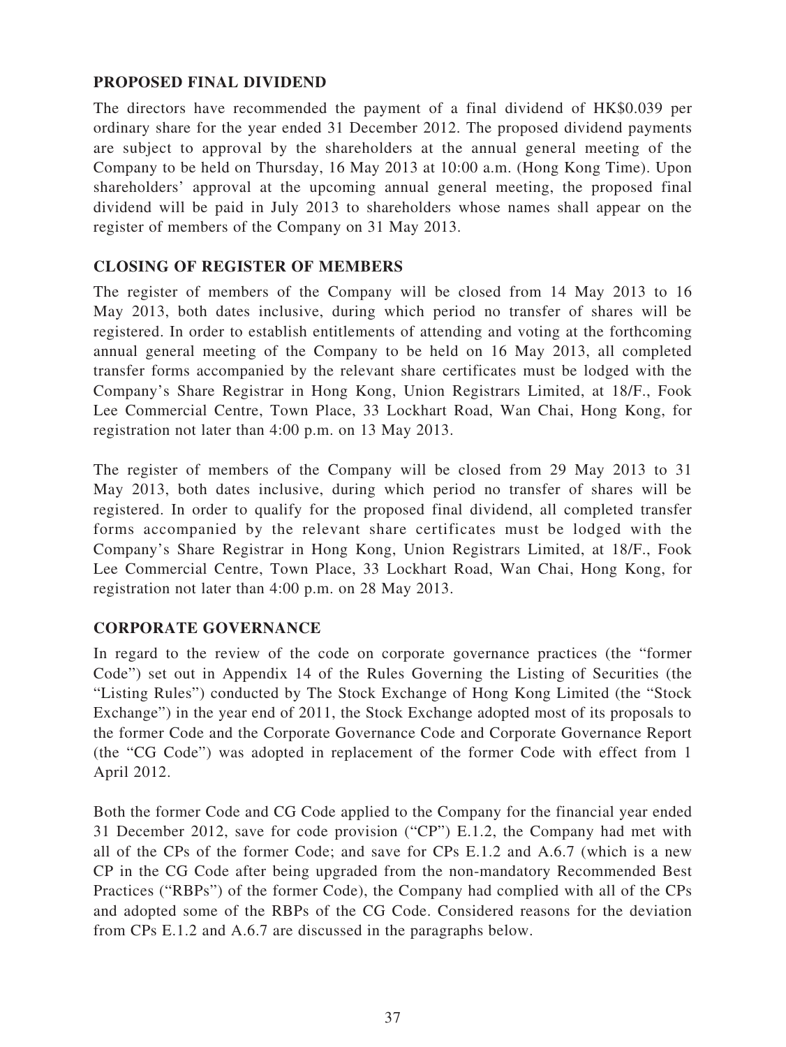## PROPOSED FINAL DIVIDEND

The directors have recommended the payment of a final dividend of HK$0.039 per ordinary share for the year ended 31 December 2012. The proposed dividend payments are subject to approval by the shareholders at the annual general meeting of the Company to be held on Thursday, 16 May 2013 at 10:00 a.m. (Hong Kong Time). Upon shareholders' approval at the upcoming annual general meeting, the proposed final dividend will be paid in July 2013 to shareholders whose names shall appear on the register of members of the Company on 31 May 2013.

## CLOSING OF REGISTER OF MEMBERS

The register of members of the Company will be closed from 14 May 2013 to 16 May 2013, both dates inclusive, during which period no transfer of shares will be registered. In order to establish entitlements of attending and voting at the forthcoming annual general meeting of the Company to be held on 16 May 2013, all completed transfer forms accompanied by the relevant share certificates must be lodged with the Company's Share Registrar in Hong Kong, Union Registrars Limited, at 18/F., Fook Lee Commercial Centre, Town Place, 33 Lockhart Road, Wan Chai, Hong Kong, for registration not later than 4:00 p.m. on 13 May 2013.

The register of members of the Company will be closed from 29 May 2013 to 31 May 2013, both dates inclusive, during which period no transfer of shares will be registered. In order to qualify for the proposed final dividend, all completed transfer forms accompanied by the relevant share certificates must be lodged with the Company's Share Registrar in Hong Kong, Union Registrars Limited, at 18/F., Fook Lee Commercial Centre, Town Place, 33 Lockhart Road, Wan Chai, Hong Kong, for registration not later than 4:00 p.m. on 28 May 2013.

## CORPORATE GOVERNANCE

In regard to the review of the code on corporate governance practices (the "former Code") set out in Appendix 14 of the Rules Governing the Listing of Securities (the "Listing Rules") conducted by The Stock Exchange of Hong Kong Limited (the "Stock Exchange") in the year end of 2011, the Stock Exchange adopted most of its proposals to the former Code and the Corporate Governance Code and Corporate Governance Report (the "CG Code") was adopted in replacement of the former Code with effect from 1 April 2012.

Both the former Code and CG Code applied to the Company for the financial year ended 31 December 2012, save for code provision ("CP") E.1.2, the Company had met with all of the CPs of the former Code; and save for CPs E.1.2 and A.6.7 (which is a new CP in the CG Code after being upgraded from the non-mandatory Recommended Best Practices ("RBPs") of the former Code), the Company had complied with all of the CPs and adopted some of the RBPs of the CG Code. Considered reasons for the deviation from CPs E.1.2 and A.6.7 are discussed in the paragraphs below.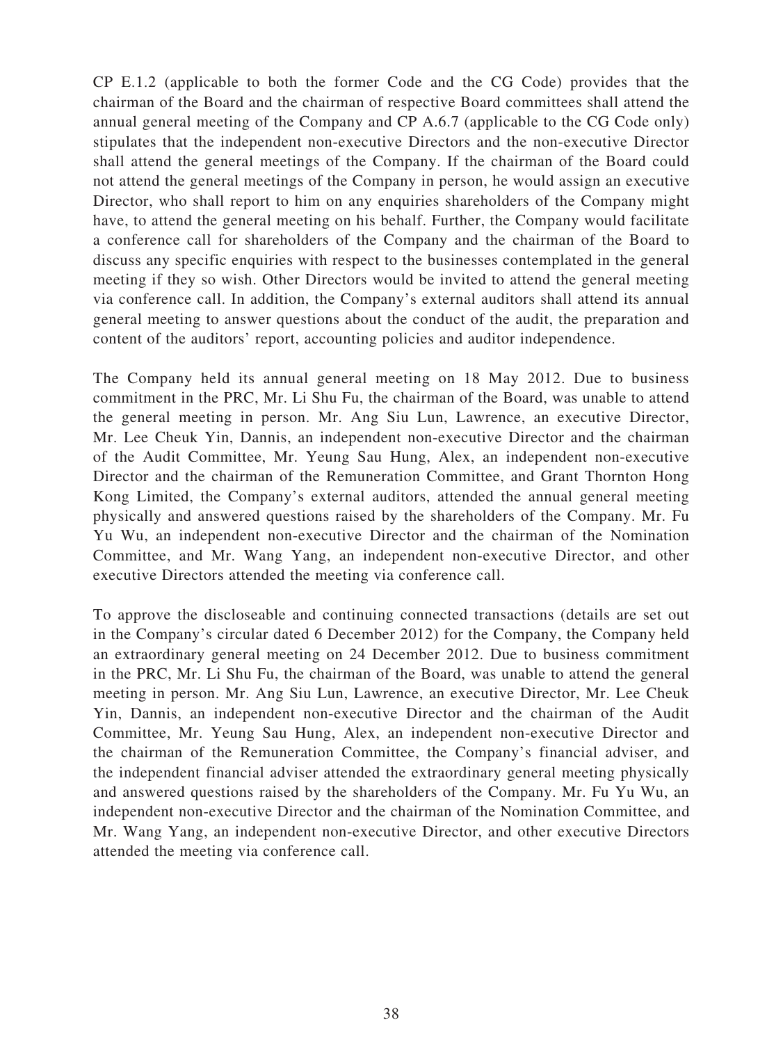CP E.1.2 (applicable to both the former Code and the CG Code) provides that the chairman of the Board and the chairman of respective Board committees shall attend the annual general meeting of the Company and CP A.6.7 (applicable to the CG Code only) stipulates that the independent non-executive Directors and the non-executive Director shall attend the general meetings of the Company. If the chairman of the Board could not attend the general meetings of the Company in person, he would assign an executive Director, who shall report to him on any enquiries shareholders of the Company might have, to attend the general meeting on his behalf. Further, the Company would facilitate a conference call for shareholders of the Company and the chairman of the Board to discuss any specific enquiries with respect to the businesses contemplated in the general meeting if they so wish. Other Directors would be invited to attend the general meeting via conference call. In addition, the Company's external auditors shall attend its annual general meeting to answer questions about the conduct of the audit, the preparation and content of the auditors' report, accounting policies and auditor independence.

The Company held its annual general meeting on 18 May 2012. Due to business commitment in the PRC, Mr. Li Shu Fu, the chairman of the Board, was unable to attend the general meeting in person. Mr. Ang Siu Lun, Lawrence, an executive Director, Mr. Lee Cheuk Yin, Dannis, an independent non-executive Director and the chairman of the Audit Committee, Mr. Yeung Sau Hung, Alex, an independent non-executive Director and the chairman of the Remuneration Committee, and Grant Thornton Hong Kong Limited, the Company's external auditors, attended the annual general meeting physically and answered questions raised by the shareholders of the Company. Mr. Fu Yu Wu, an independent non-executive Director and the chairman of the Nomination Committee, and Mr. Wang Yang, an independent non-executive Director, and other executive Directors attended the meeting via conference call.

To approve the discloseable and continuing connected transactions (details are set out in the Company's circular dated 6 December 2012) for the Company, the Company held an extraordinary general meeting on 24 December 2012. Due to business commitment in the PRC, Mr. Li Shu Fu, the chairman of the Board, was unable to attend the general meeting in person. Mr. Ang Siu Lun, Lawrence, an executive Director, Mr. Lee Cheuk Yin, Dannis, an independent non-executive Director and the chairman of the Audit Committee, Mr. Yeung Sau Hung, Alex, an independent non-executive Director and the chairman of the Remuneration Committee, the Company's financial adviser, and the independent financial adviser attended the extraordinary general meeting physically and answered questions raised by the shareholders of the Company. Mr. Fu Yu Wu, an independent non-executive Director and the chairman of the Nomination Committee, and Mr. Wang Yang, an independent non-executive Director, and other executive Directors attended the meeting via conference call.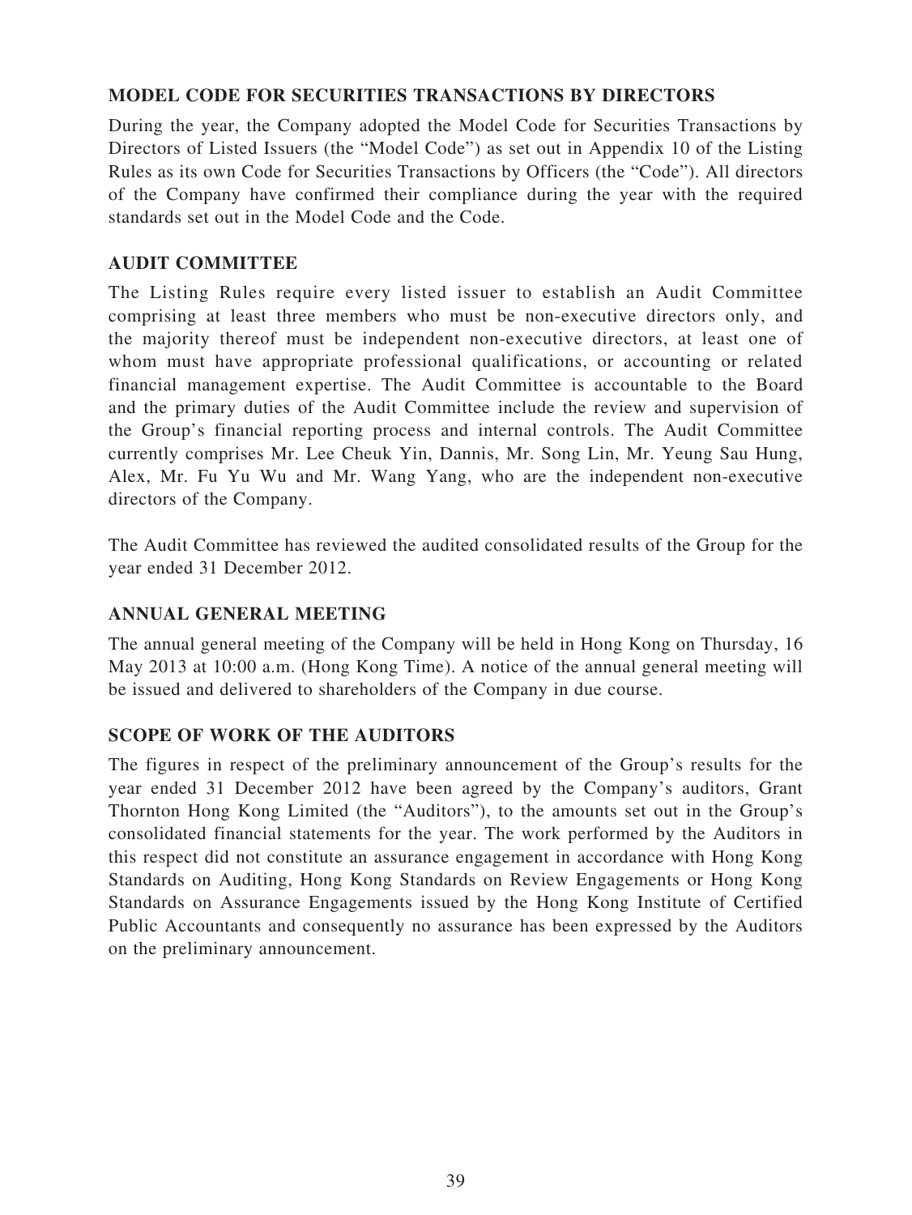## MODEL CODE FOR SECURITIES TRANSACTIONS BY DIRECTORS

During the year, the Company adopted the Model Code for Securities Transactions by Directors of Listed Issuers (the "Model Code") as set out in Appendix 10 of the Listing Rules as its own Code for Securities Transactions by Officers (the "Code"). All directors of the Company have confirmed their compliance during the year with the required standards set out in the Model Code and the Code.

## AUDIT COMMITTEE

The Listing Rules require every listed issuer to establish an Audit Committee comprising at least three members who must be non-executive directors only, and the majority thereof must be independent non-executive directors, at least one of whom must have appropriate professional qualifications, or accounting or related financial management expertise. The Audit Committee is accountable to the Board and the primary duties of the Audit Committee include the review and supervision of the Group's financial reporting process and internal controls. The Audit Committee currently comprises Mr. Lee Cheuk Yin, Dannis, Mr. Song Lin, Mr. Yeung Sau Hung, Alex, Mr. Fu Yu Wu and Mr. Wang Yang, who are the independent non-executive directors of the Company.

The Audit Committee has reviewed the audited consolidated results of the Group for the year ended 31 December 2012.

## ANNUAL GENERAL MEETING

The annual general meeting of the Company will be held in Hong Kong on Thursday, 16 May 2013 at 10:00 a.m. (Hong Kong Time). A notice of the annual general meeting will be issued and delivered to shareholders of the Company in due course.

## SCOPE OF WORK OF THE AUDITORS

The figures in respect of the preliminary announcement of the Group's results for the year ended 31 December 2012 have been agreed by the Company's auditors, Grant Thornton Hong Kong Limited (the "Auditors"), to the amounts set out in the Group's consolidated financial statements for the year. The work performed by the Auditors in this respect did not constitute an assurance engagement in accordance with Hong Kong Standards on Auditing, Hong Kong Standards on Review Engagements or Hong Kong Standards on Assurance Engagements issued by the Hong Kong Institute of Certified Public Accountants and consequently no assurance has been expressed by the Auditors on the preliminary announcement.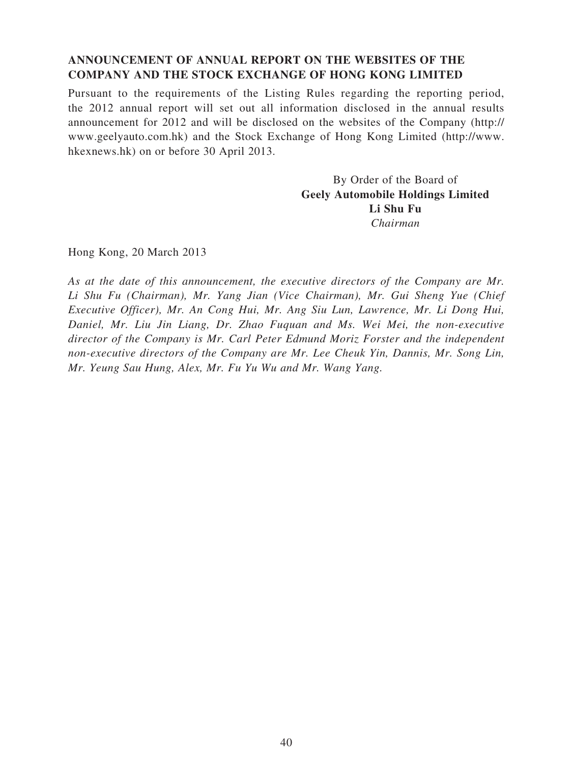## ANNOUNCEMENT OF ANNUAL REPORT ON THE WEBSITES OF THE COMPANY AND THE STOCK EXCHANGE OF HONG KONG LIMITED

Pursuant to the requirements of the Listing Rules regarding the reporting period, the 2012 annual report will set out all information disclosed in the annual results announcement for 2012 and will be disclosed on the websites of the Company (http://www.geelyauto.com.hk) and the Stock Exchange of Hong Kong Limited (http://www.hkexnews.hk) on or before 30 April 2013.

By Order of the Board of
**Geely Automobile Holdings Limited**
**Li Shu Fu**
*Chairman*

Hong Kong, 20 March 2013

*As at the date of this announcement, the executive directors of the Company are Mr. Li Shu Fu (Chairman), Mr. Yang Jian (Vice Chairman), Mr. Gui Sheng Yue (Chief Executive Officer), Mr. An Cong Hui, Mr. Ang Siu Lun, Lawrence, Mr. Li Dong Hui, Daniel, Mr. Liu Jin Liang, Dr. Zhao Fuquan and Ms. Wei Mei, the non-executive director of the Company is Mr. Carl Peter Edmund Moriz Forster and the independent non-executive directors of the Company are Mr. Lee Cheuk Yin, Dannis, Mr. Song Lin, Mr. Yeung Sau Hung, Alex, Mr. Fu Yu Wu and Mr. Wang Yang.*